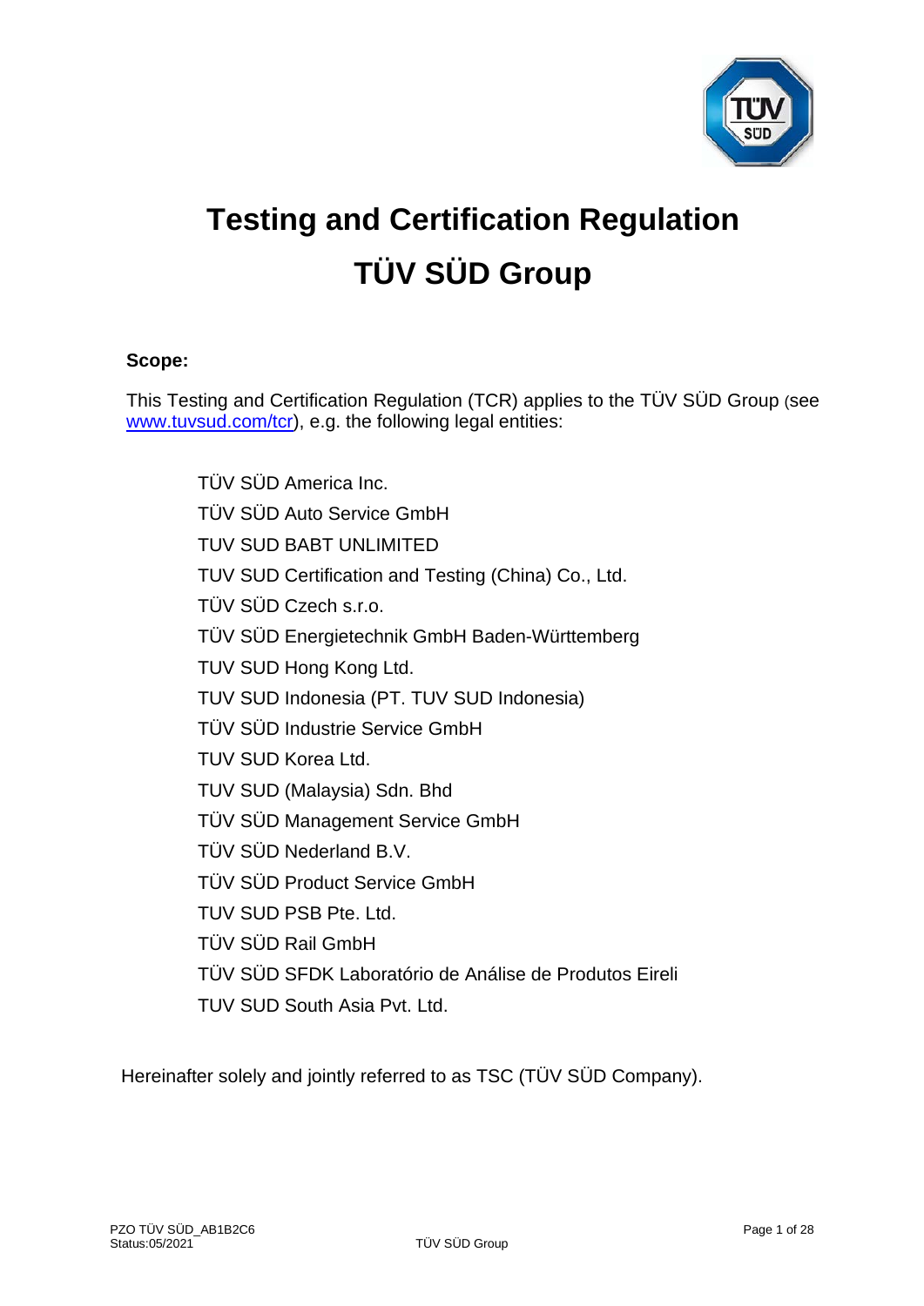# Testing and Certification Regulation
# TÜV SÜD Group

**Scope:**

This Testing and Certification Regulation (TCR) applies to the TÜV SÜD Group (see www.tuvsud.com/tcr), e.g. the following legal entities:

TÜV SÜD America Inc.
TÜV SÜD Auto Service GmbH
TUV SUD BABT UNLIMITED
TUV SUD Certification and Testing (China) Co., Ltd.
TÜV SÜD Czech s.r.o.
TÜV SÜD Energietechnik GmbH Baden-Württemberg
TUV SUD Hong Kong Ltd.
TUV SUD Indonesia (PT. TUV SUD Indonesia)
TÜV SÜD Industrie Service GmbH
TUV SUD Korea Ltd.
TUV SUD (Malaysia) Sdn. Bhd
TÜV SÜD Management Service GmbH
TÜV SÜD Nederland B.V.
TÜV SÜD Product Service GmbH
TUV SUD PSB Pte. Ltd.
TÜV SÜD Rail GmbH
TÜV SÜD SFDK Laboratório de Análise de Produtos Eireli
TUV SUD South Asia Pvt. Ltd.

Hereinafter solely and jointly referred to as TSC (TÜV SÜD Company).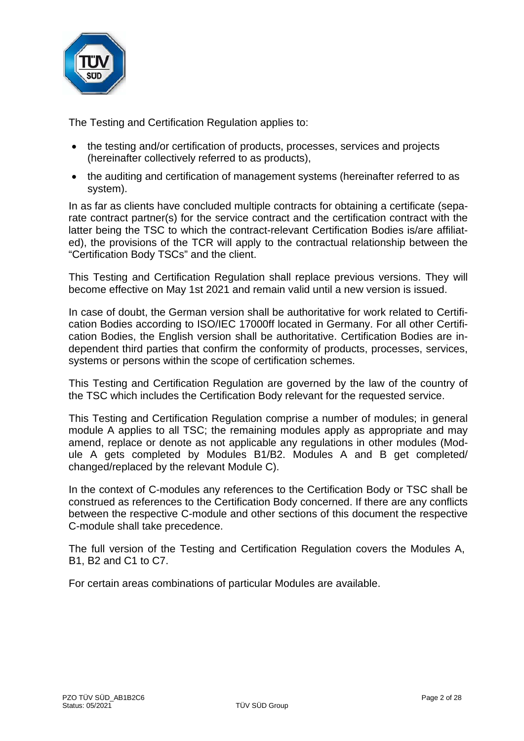The Testing and Certification Regulation applies to:

- the testing and/or certification of products, processes, services and projects (hereinafter collectively referred to as products),
- the auditing and certification of management systems (hereinafter referred to as system).

In as far as clients have concluded multiple contracts for obtaining a certificate (separate contract partner(s) for the service contract and the certification contract with the latter being the TSC to which the contract-relevant Certification Bodies is/are affiliated), the provisions of the TCR will apply to the contractual relationship between the "Certification Body TSCs" and the client.

This Testing and Certification Regulation shall replace previous versions. They will become effective on May 1st 2021 and remain valid until a new version is issued.

In case of doubt, the German version shall be authoritative for work related to Certification Bodies according to ISO/IEC 17000ff located in Germany. For all other Certification Bodies, the English version shall be authoritative. Certification Bodies are independent third parties that confirm the conformity of products, processes, services, systems or persons within the scope of certification schemes.

This Testing and Certification Regulation are governed by the law of the country of the TSC which includes the Certification Body relevant for the requested service.

This Testing and Certification Regulation comprise a number of modules; in general module A applies to all TSC; the remaining modules apply as appropriate and may amend, replace or denote as not applicable any regulations in other modules (Module A gets completed by Modules B1/B2. Modules A and B get completed/ changed/replaced by the relevant Module C).

In the context of C-modules any references to the Certification Body or TSC shall be construed as references to the Certification Body concerned. If there are any conflicts between the respective C-module and other sections of this document the respective C-module shall take precedence.

The full version of the Testing and Certification Regulation covers the Modules A, B1, B2 and C1 to C7.

For certain areas combinations of particular Modules are available.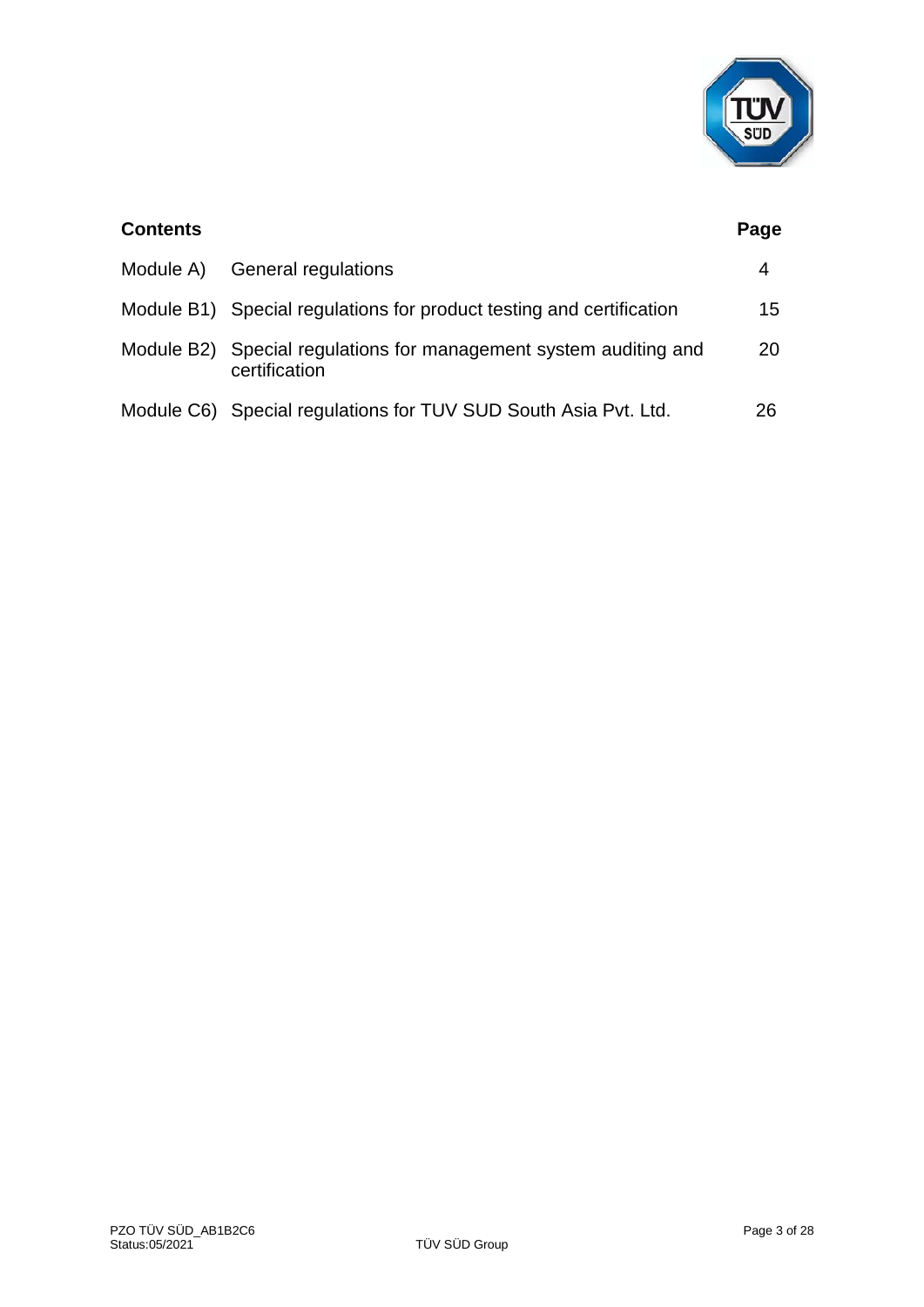| **Contents** | | **Page** |
|---|---|---|
| Module A) | General regulations | 4 |
| Module B1) | Special regulations for product testing and certification | 15 |
| Module B2) | Special regulations for management system auditing and certification | 20 |
| Module C6) | Special regulations for TUV SUD South Asia Pvt. Ltd. | 26 |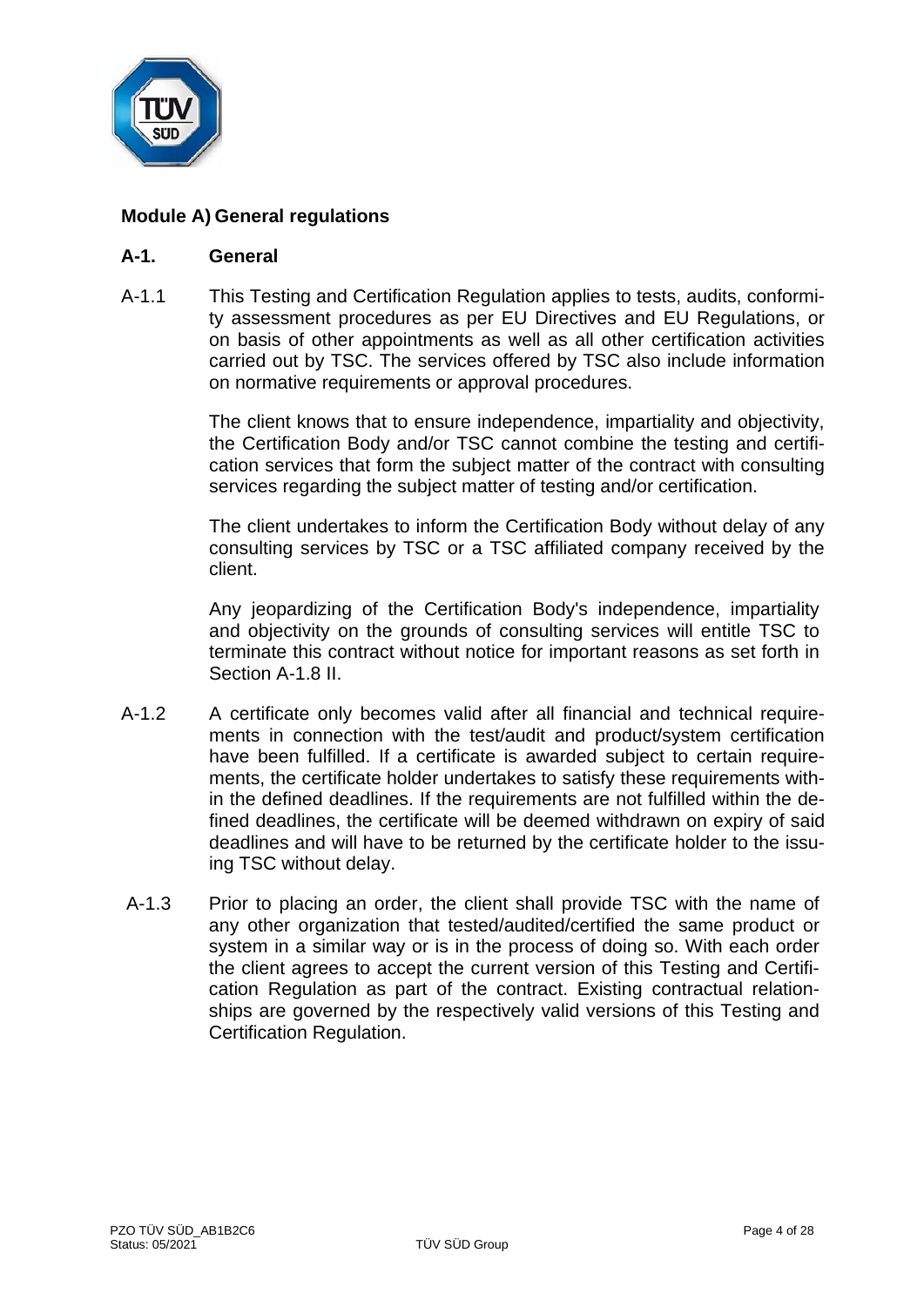## Module A) General regulations

### A-1. General

A-1.1 This Testing and Certification Regulation applies to tests, audits, conformity assessment procedures as per EU Directives and EU Regulations, or on basis of other appointments as well as all other certification activities carried out by TSC. The services offered by TSC also include information on normative requirements or approval procedures.

The client knows that to ensure independence, impartiality and objectivity, the Certification Body and/or TSC cannot combine the testing and certification services that form the subject matter of the contract with consulting services regarding the subject matter of testing and/or certification.

The client undertakes to inform the Certification Body without delay of any consulting services by TSC or a TSC affiliated company received by the client.

Any jeopardizing of the Certification Body's independence, impartiality and objectivity on the grounds of consulting services will entitle TSC to terminate this contract without notice for important reasons as set forth in Section A-1.8 II.

A-1.2 A certificate only becomes valid after all financial and technical requirements in connection with the test/audit and product/system certification have been fulfilled. If a certificate is awarded subject to certain requirements, the certificate holder undertakes to satisfy these requirements within the defined deadlines. If the requirements are not fulfilled within the defined deadlines, the certificate will be deemed withdrawn on expiry of said deadlines and will have to be returned by the certificate holder to the issuing TSC without delay.

A-1.3 Prior to placing an order, the client shall provide TSC with the name of any other organization that tested/audited/certified the same product or system in a similar way or is in the process of doing so. With each order the client agrees to accept the current version of this Testing and Certification Regulation as part of the contract. Existing contractual relationships are governed by the respectively valid versions of this Testing and Certification Regulation.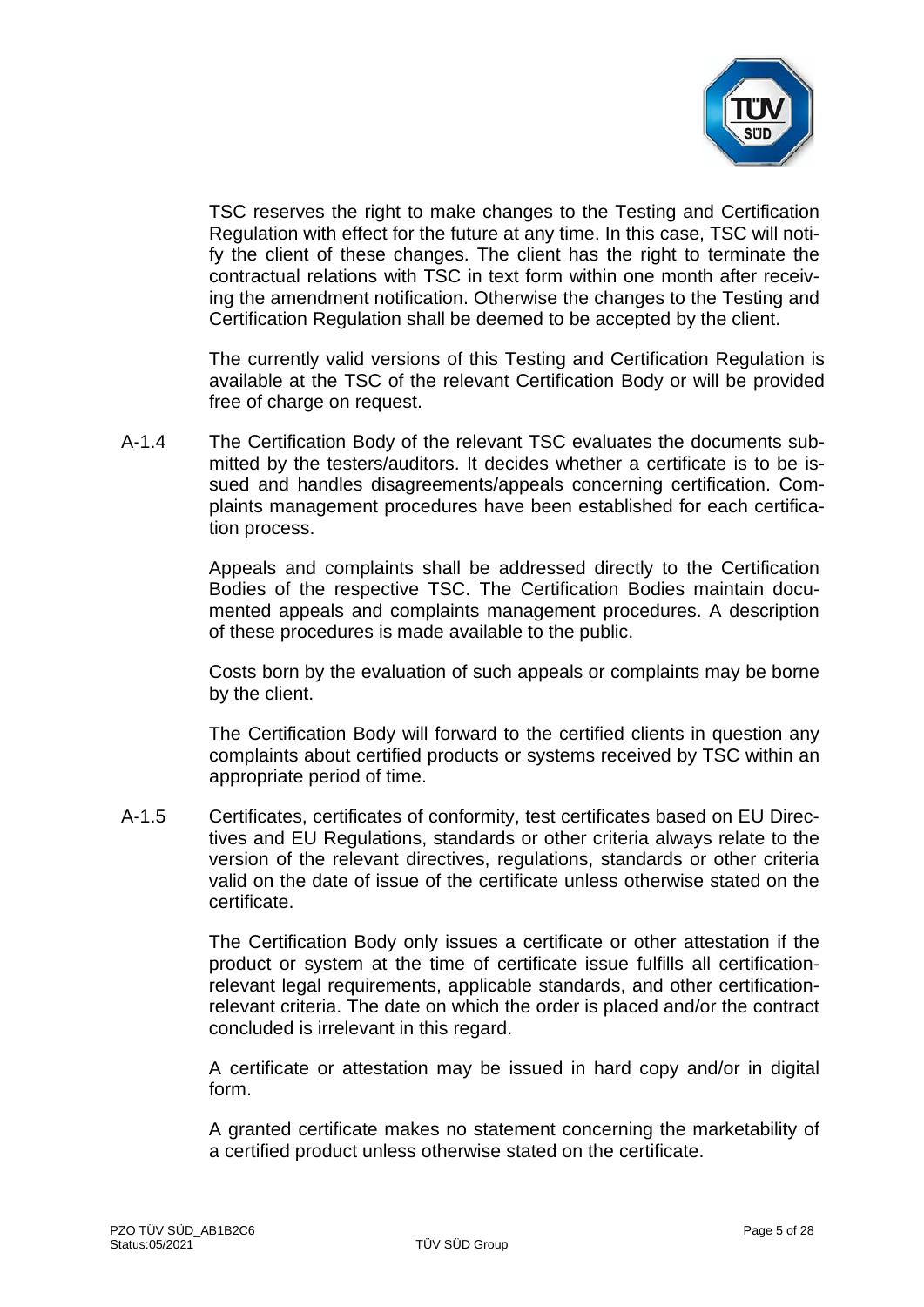TSC reserves the right to make changes to the Testing and Certification Regulation with effect for the future at any time. In this case, TSC will notify the client of these changes. The client has the right to terminate the contractual relations with TSC in text form within one month after receiving the amendment notification. Otherwise the changes to the Testing and Certification Regulation shall be deemed to be accepted by the client.

The currently valid versions of this Testing and Certification Regulation is available at the TSC of the relevant Certification Body or will be provided free of charge on request.

A-1.4 The Certification Body of the relevant TSC evaluates the documents submitted by the testers/auditors. It decides whether a certificate is to be issued and handles disagreements/appeals concerning certification. Complaints management procedures have been established for each certification process.

Appeals and complaints shall be addressed directly to the Certification Bodies of the respective TSC. The Certification Bodies maintain documented appeals and complaints management procedures. A description of these procedures is made available to the public.

Costs born by the evaluation of such appeals or complaints may be borne by the client.

The Certification Body will forward to the certified clients in question any complaints about certified products or systems received by TSC within an appropriate period of time.

A-1.5 Certificates, certificates of conformity, test certificates based on EU Directives and EU Regulations, standards or other criteria always relate to the version of the relevant directives, regulations, standards or other criteria valid on the date of issue of the certificate unless otherwise stated on the certificate.

The Certification Body only issues a certificate or other attestation if the product or system at the time of certificate issue fulfills all certification-relevant legal requirements, applicable standards, and other certification-relevant criteria. The date on which the order is placed and/or the contract concluded is irrelevant in this regard.

A certificate or attestation may be issued in hard copy and/or in digital form.

A granted certificate makes no statement concerning the marketability of a certified product unless otherwise stated on the certificate.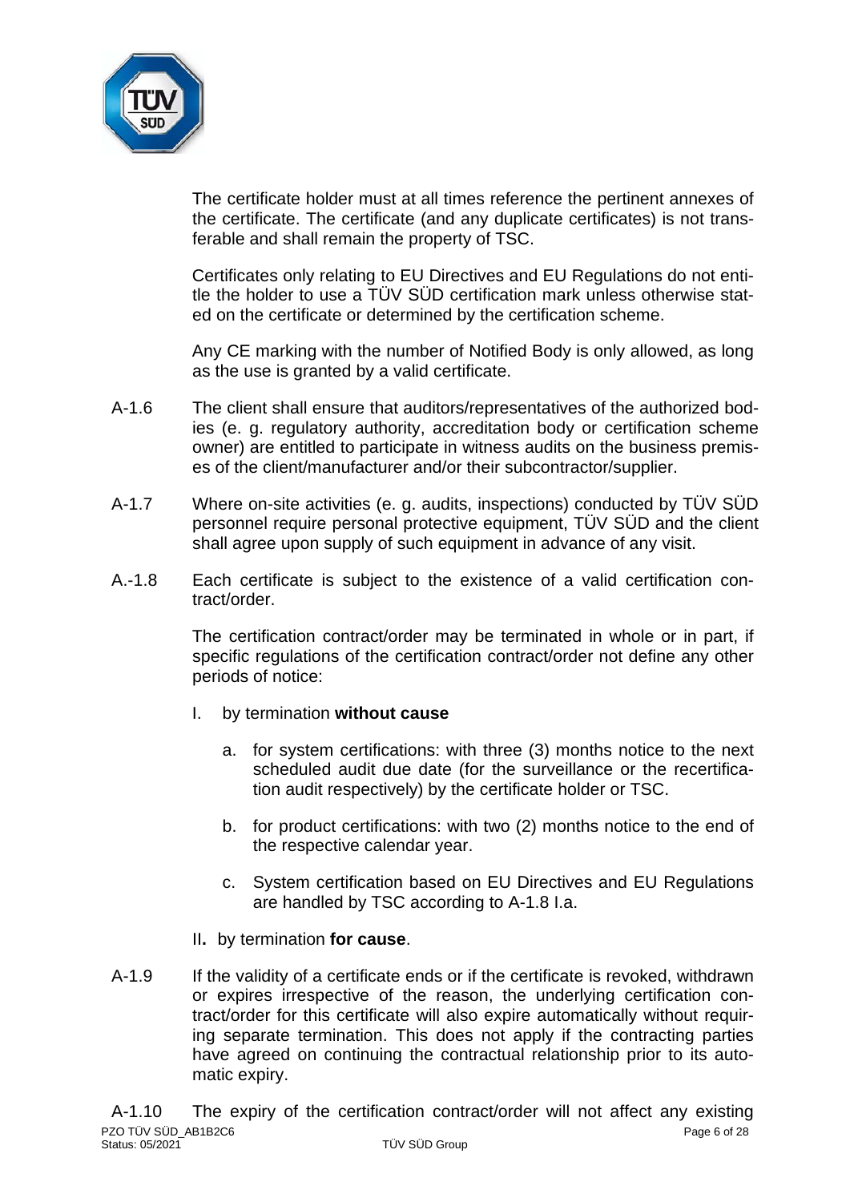The certificate holder must at all times reference the pertinent annexes of the certificate. The certificate (and any duplicate certificates) is not transferable and shall remain the property of TSC.

Certificates only relating to EU Directives and EU Regulations do not entitle the holder to use a TÜV SÜD certification mark unless otherwise stated on the certificate or determined by the certification scheme.

Any CE marking with the number of Notified Body is only allowed, as long as the use is granted by a valid certificate.

A-1.6 The client shall ensure that auditors/representatives of the authorized bodies (e. g. regulatory authority, accreditation body or certification scheme owner) are entitled to participate in witness audits on the business premises of the client/manufacturer and/or their subcontractor/supplier.

A-1.7 Where on-site activities (e. g. audits, inspections) conducted by TÜV SÜD personnel require personal protective equipment, TÜV SÜD and the client shall agree upon supply of such equipment in advance of any visit.

A.-1.8 Each certificate is subject to the existence of a valid certification contract/order.

The certification contract/order may be terminated in whole or in part, if specific regulations of the certification contract/order not define any other periods of notice:

I. by termination **without cause**

a. for system certifications: with three (3) months notice to the next scheduled audit due date (for the surveillance or the recertification audit respectively) by the certificate holder or TSC.

b. for product certifications: with two (2) months notice to the end of the respective calendar year.

c. System certification based on EU Directives and EU Regulations are handled by TSC according to A-1.8 I.a.

II**.** by termination **for cause**.

A-1.9 If the validity of a certificate ends or if the certificate is revoked, withdrawn or expires irrespective of the reason, the underlying certification contract/order for this certificate will also expire automatically without requiring separate termination. This does not apply if the contracting parties have agreed on continuing the contractual relationship prior to its automatic expiry.

A-1.10 The expiry of the certification contract/order will not affect any existing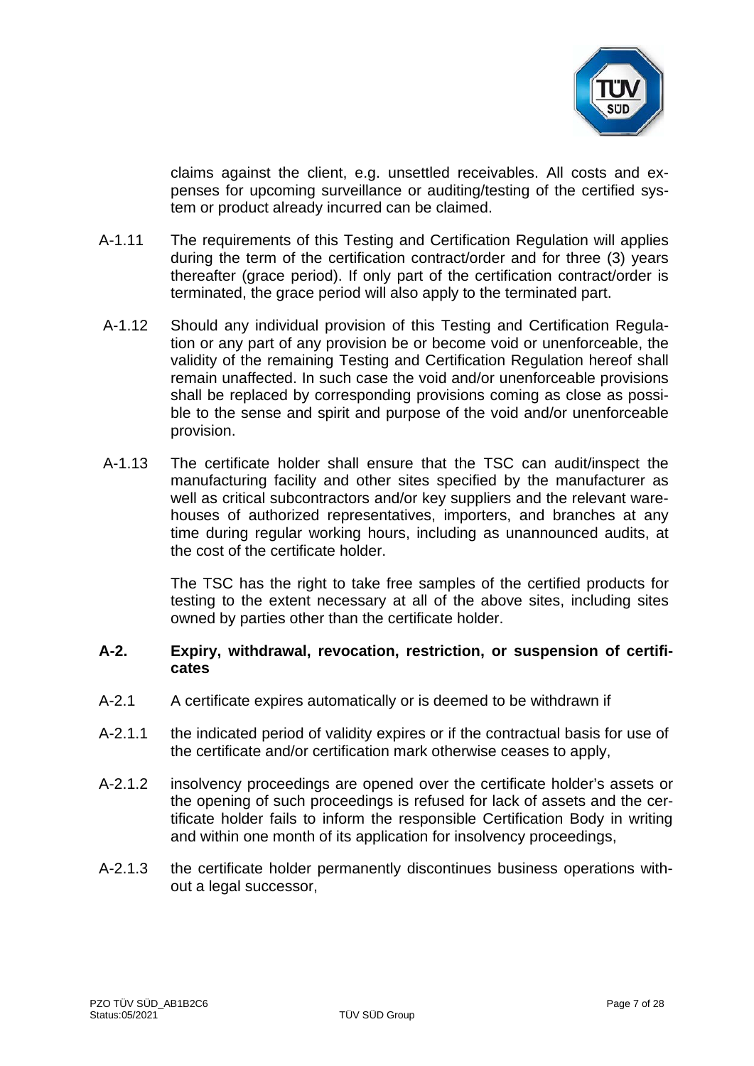claims against the client, e.g. unsettled receivables. All costs and expenses for upcoming surveillance or auditing/testing of the certified system or product already incurred can be claimed.

A-1.11 The requirements of this Testing and Certification Regulation will applies during the term of the certification contract/order and for three (3) years thereafter (grace period). If only part of the certification contract/order is terminated, the grace period will also apply to the terminated part.

A-1.12 Should any individual provision of this Testing and Certification Regulation or any part of any provision be or become void or unenforceable, the validity of the remaining Testing and Certification Regulation hereof shall remain unaffected. In such case the void and/or unenforceable provisions shall be replaced by corresponding provisions coming as close as possible to the sense and spirit and purpose of the void and/or unenforceable provision.

A-1.13 The certificate holder shall ensure that the TSC can audit/inspect the manufacturing facility and other sites specified by the manufacturer as well as critical subcontractors and/or key suppliers and the relevant warehouses of authorized representatives, importers, and branches at any time during regular working hours, including as unannounced audits, at the cost of the certificate holder.

The TSC has the right to take free samples of the certified products for testing to the extent necessary at all of the above sites, including sites owned by parties other than the certificate holder.

## A-2. Expiry, withdrawal, revocation, restriction, or suspension of certificates

A-2.1 A certificate expires automatically or is deemed to be withdrawn if

A-2.1.1 the indicated period of validity expires or if the contractual basis for use of the certificate and/or certification mark otherwise ceases to apply,

A-2.1.2 insolvency proceedings are opened over the certificate holder's assets or the opening of such proceedings is refused for lack of assets and the certificate holder fails to inform the responsible Certification Body in writing and within one month of its application for insolvency proceedings,

A-2.1.3 the certificate holder permanently discontinues business operations without a legal successor,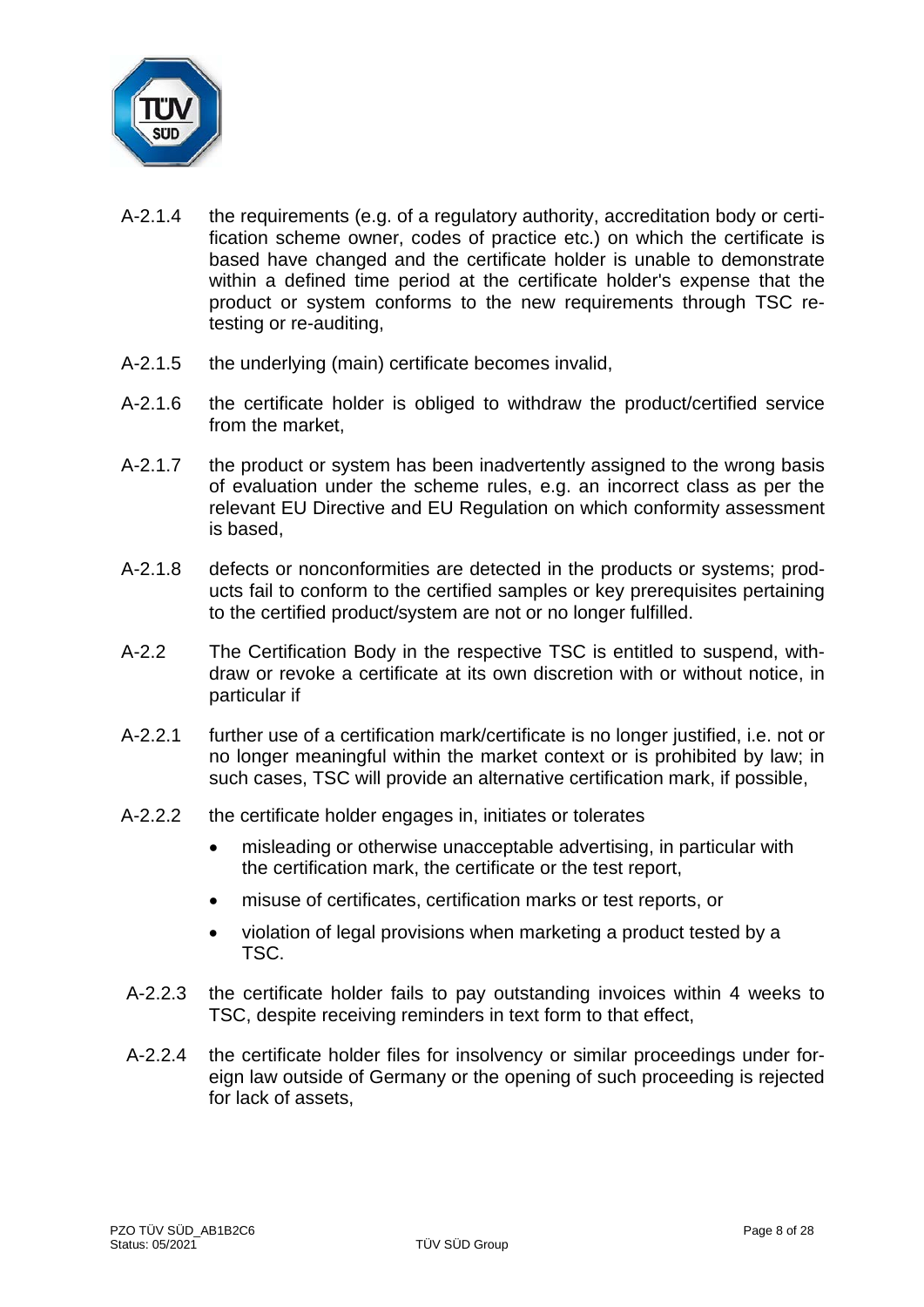A-2.1.4 the requirements (e.g. of a regulatory authority, accreditation body or certification scheme owner, codes of practice etc.) on which the certificate is based have changed and the certificate holder is unable to demonstrate within a defined time period at the certificate holder's expense that the product or system conforms to the new requirements through TSC re-testing or re-auditing,

A-2.1.5 the underlying (main) certificate becomes invalid,

A-2.1.6 the certificate holder is obliged to withdraw the product/certified service from the market,

A-2.1.7 the product or system has been inadvertently assigned to the wrong basis of evaluation under the scheme rules, e.g. an incorrect class as per the relevant EU Directive and EU Regulation on which conformity assessment is based,

A-2.1.8 defects or nonconformities are detected in the products or systems; products fail to conform to the certified samples or key prerequisites pertaining to the certified product/system are not or no longer fulfilled.

A-2.2 The Certification Body in the respective TSC is entitled to suspend, withdraw or revoke a certificate at its own discretion with or without notice, in particular if

A-2.2.1 further use of a certification mark/certificate is no longer justified, i.e. not or no longer meaningful within the market context or is prohibited by law; in such cases, TSC will provide an alternative certification mark, if possible,

A-2.2.2 the certificate holder engages in, initiates or tolerates

- misleading or otherwise unacceptable advertising, in particular with the certification mark, the certificate or the test report,
- misuse of certificates, certification marks or test reports, or
- violation of legal provisions when marketing a product tested by a TSC.

A-2.2.3 the certificate holder fails to pay outstanding invoices within 4 weeks to TSC, despite receiving reminders in text form to that effect,

A-2.2.4 the certificate holder files for insolvency or similar proceedings under foreign law outside of Germany or the opening of such proceeding is rejected for lack of assets,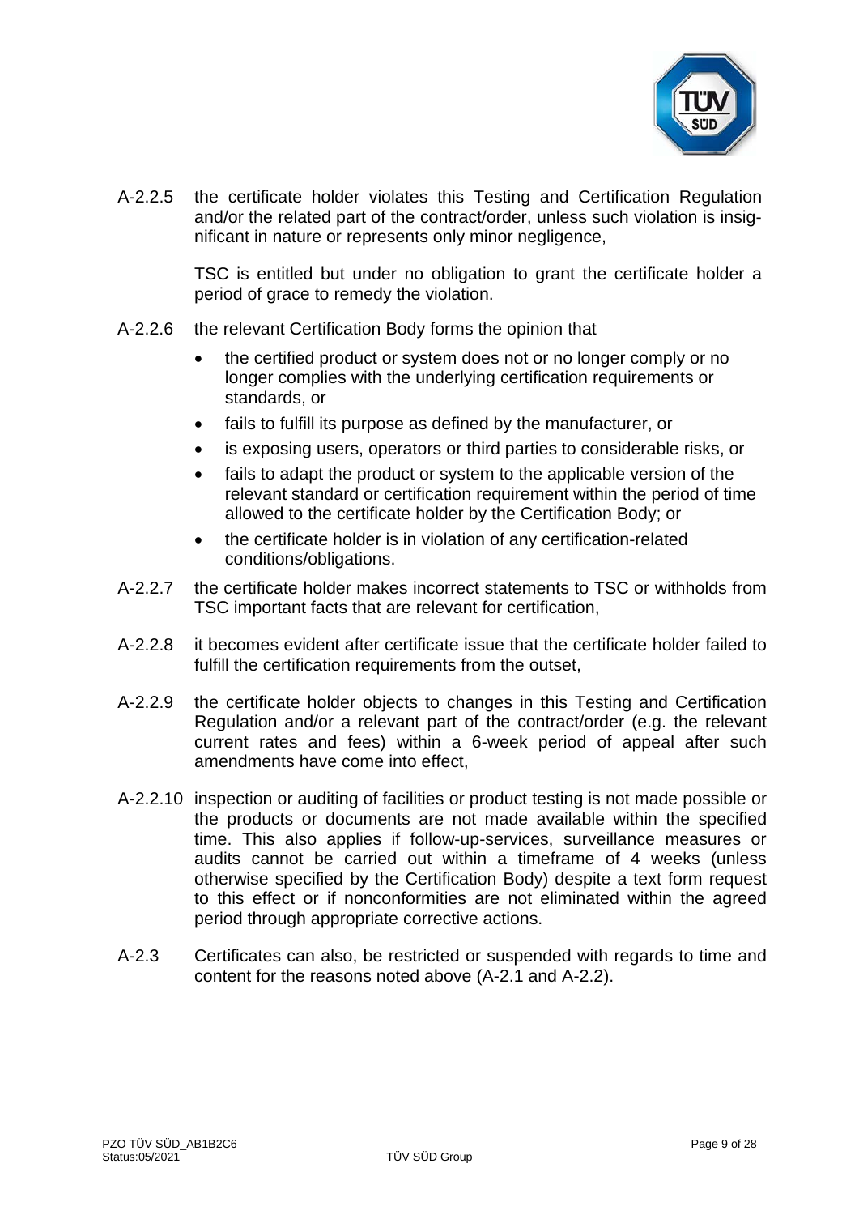A-2.2.5 the certificate holder violates this Testing and Certification Regulation and/or the related part of the contract/order, unless such violation is insignificant in nature or represents only minor negligence,

TSC is entitled but under no obligation to grant the certificate holder a period of grace to remedy the violation.

A-2.2.6 the relevant Certification Body forms the opinion that

- the certified product or system does not or no longer comply or no longer complies with the underlying certification requirements or standards, or
- fails to fulfill its purpose as defined by the manufacturer, or
- is exposing users, operators or third parties to considerable risks, or
- fails to adapt the product or system to the applicable version of the relevant standard or certification requirement within the period of time allowed to the certificate holder by the Certification Body; or
- the certificate holder is in violation of any certification-related conditions/obligations.

A-2.2.7 the certificate holder makes incorrect statements to TSC or withholds from TSC important facts that are relevant for certification,

A-2.2.8 it becomes evident after certificate issue that the certificate holder failed to fulfill the certification requirements from the outset,

A-2.2.9 the certificate holder objects to changes in this Testing and Certification Regulation and/or a relevant part of the contract/order (e.g. the relevant current rates and fees) within a 6-week period of appeal after such amendments have come into effect,

A-2.2.10 inspection or auditing of facilities or product testing is not made possible or the products or documents are not made available within the specified time. This also applies if follow-up-services, surveillance measures or audits cannot be carried out within a timeframe of 4 weeks (unless otherwise specified by the Certification Body) despite a text form request to this effect or if nonconformities are not eliminated within the agreed period through appropriate corrective actions.

A-2.3 Certificates can also, be restricted or suspended with regards to time and content for the reasons noted above (A-2.1 and A-2.2).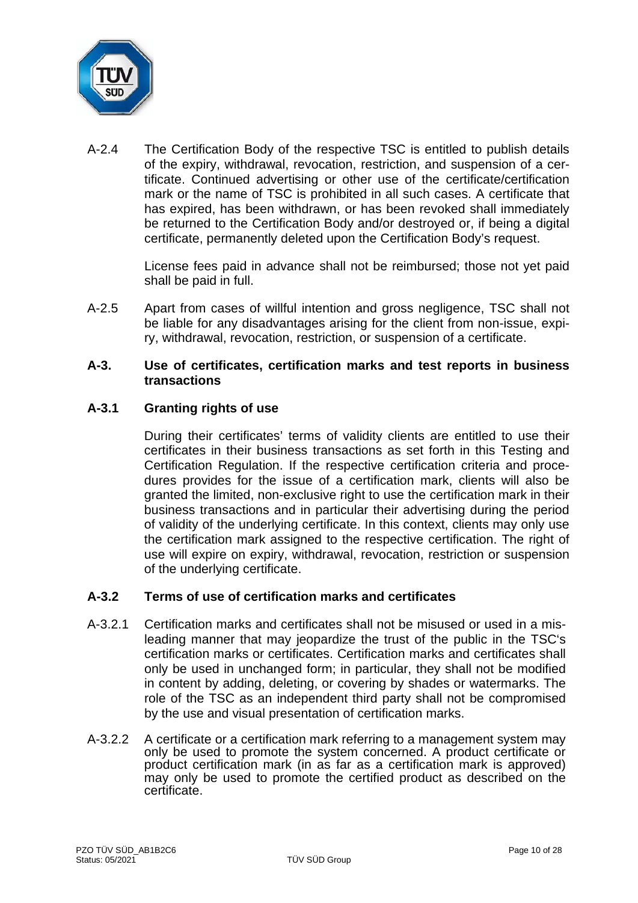A-2.4 The Certification Body of the respective TSC is entitled to publish details of the expiry, withdrawal, revocation, restriction, and suspension of a certificate. Continued advertising or other use of the certificate/certification mark or the name of TSC is prohibited in all such cases. A certificate that has expired, has been withdrawn, or has been revoked shall immediately be returned to the Certification Body and/or destroyed or, if being a digital certificate, permanently deleted upon the Certification Body's request.

License fees paid in advance shall not be reimbursed; those not yet paid shall be paid in full.

A-2.5 Apart from cases of willful intention and gross negligence, TSC shall not be liable for any disadvantages arising for the client from non-issue, expiry, withdrawal, revocation, restriction, or suspension of a certificate.

## A-3. Use of certificates, certification marks and test reports in business transactions

### A-3.1 Granting rights of use

During their certificates' terms of validity clients are entitled to use their certificates in their business transactions as set forth in this Testing and Certification Regulation. If the respective certification criteria and procedures provides for the issue of a certification mark, clients will also be granted the limited, non-exclusive right to use the certification mark in their business transactions and in particular their advertising during the period of validity of the underlying certificate. In this context, clients may only use the certification mark assigned to the respective certification. The right of use will expire on expiry, withdrawal, revocation, restriction or suspension of the underlying certificate.

### A-3.2 Terms of use of certification marks and certificates

A-3.2.1 Certification marks and certificates shall not be misused or used in a misleading manner that may jeopardize the trust of the public in the TSC's certification marks or certificates. Certification marks and certificates shall only be used in unchanged form; in particular, they shall not be modified in content by adding, deleting, or covering by shades or watermarks. The role of the TSC as an independent third party shall not be compromised by the use and visual presentation of certification marks.

A-3.2.2 A certificate or a certification mark referring to a management system may only be used to promote the system concerned. A product certificate or product certification mark (in as far as a certification mark is approved) may only be used to promote the certified product as described on the certificate.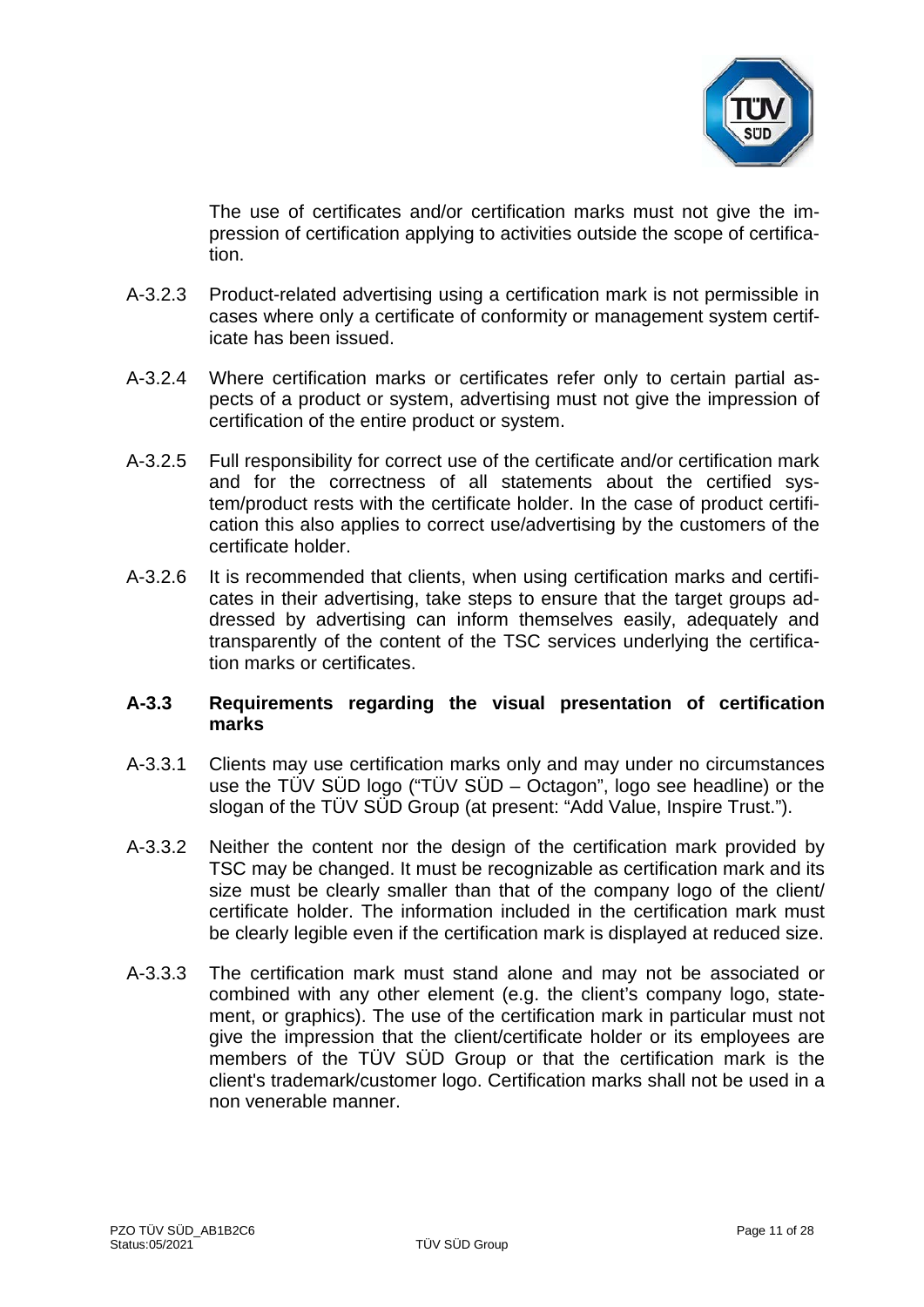The use of certificates and/or certification marks must not give the impression of certification applying to activities outside the scope of certification.

A-3.2.3 Product-related advertising using a certification mark is not permissible in cases where only a certificate of conformity or management system certificate has been issued.

A-3.2.4 Where certification marks or certificates refer only to certain partial aspects of a product or system, advertising must not give the impression of certification of the entire product or system.

A-3.2.5 Full responsibility for correct use of the certificate and/or certification mark and for the correctness of all statements about the certified system/product rests with the certificate holder. In the case of product certification this also applies to correct use/advertising by the customers of the certificate holder.

A-3.2.6 It is recommended that clients, when using certification marks and certificates in their advertising, take steps to ensure that the target groups addressed by advertising can inform themselves easily, adequately and transparently of the content of the TSC services underlying the certification marks or certificates.

### A-3.3 Requirements regarding the visual presentation of certification marks

A-3.3.1 Clients may use certification marks only and may under no circumstances use the TÜV SÜD logo ("TÜV SÜD – Octagon", logo see headline) or the slogan of the TÜV SÜD Group (at present: "Add Value, Inspire Trust.").

A-3.3.2 Neither the content nor the design of the certification mark provided by TSC may be changed. It must be recognizable as certification mark and its size must be clearly smaller than that of the company logo of the client/ certificate holder. The information included in the certification mark must be clearly legible even if the certification mark is displayed at reduced size.

A-3.3.3 The certification mark must stand alone and may not be associated or combined with any other element (e.g. the client's company logo, statement, or graphics). The use of the certification mark in particular must not give the impression that the client/certificate holder or its employees are members of the TÜV SÜD Group or that the certification mark is the client's trademark/customer logo. Certification marks shall not be used in a non venerable manner.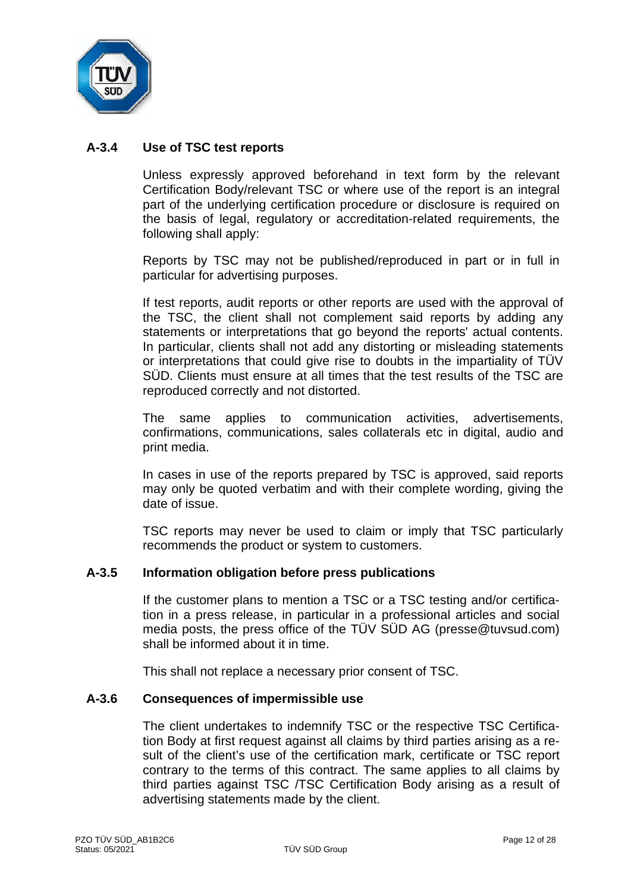### A-3.4 Use of TSC test reports

Unless expressly approved beforehand in text form by the relevant Certification Body/relevant TSC or where use of the report is an integral part of the underlying certification procedure or disclosure is required on the basis of legal, regulatory or accreditation-related requirements, the following shall apply:

Reports by TSC may not be published/reproduced in part or in full in particular for advertising purposes.

If test reports, audit reports or other reports are used with the approval of the TSC, the client shall not complement said reports by adding any statements or interpretations that go beyond the reports' actual contents. In particular, clients shall not add any distorting or misleading statements or interpretations that could give rise to doubts in the impartiality of TÜV SÜD. Clients must ensure at all times that the test results of the TSC are reproduced correctly and not distorted.

The same applies to communication activities, advertisements, confirmations, communications, sales collaterals etc in digital, audio and print media.

In cases in use of the reports prepared by TSC is approved, said reports may only be quoted verbatim and with their complete wording, giving the date of issue.

TSC reports may never be used to claim or imply that TSC particularly recommends the product or system to customers.

### A-3.5 Information obligation before press publications

If the customer plans to mention a TSC or a TSC testing and/or certification in a press release, in particular in a professional articles and social media posts, the press office of the TÜV SÜD AG (presse@tuvsud.com) shall be informed about it in time.

This shall not replace a necessary prior consent of TSC.

### A-3.6 Consequences of impermissible use

The client undertakes to indemnify TSC or the respective TSC Certification Body at first request against all claims by third parties arising as a result of the client's use of the certification mark, certificate or TSC report contrary to the terms of this contract. The same applies to all claims by third parties against TSC /TSC Certification Body arising as a result of advertising statements made by the client.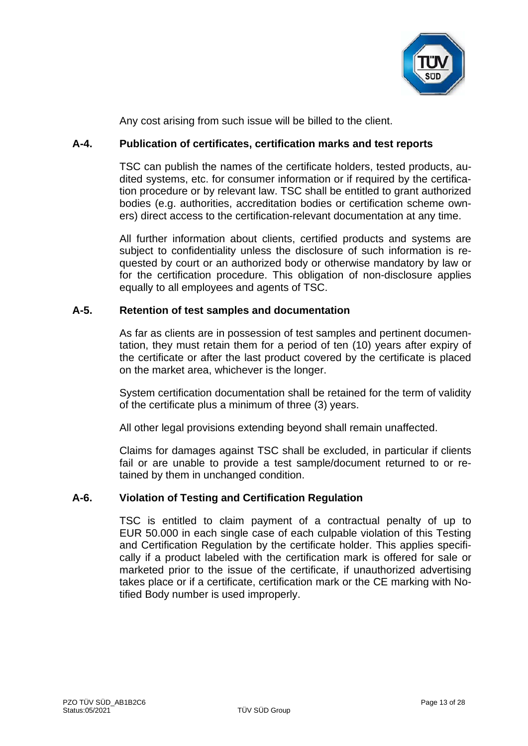Any cost arising from such issue will be billed to the client.

## A-4. Publication of certificates, certification marks and test reports

TSC can publish the names of the certificate holders, tested products, audited systems, etc. for consumer information or if required by the certification procedure or by relevant law. TSC shall be entitled to grant authorized bodies (e.g. authorities, accreditation bodies or certification scheme owners) direct access to the certification-relevant documentation at any time.

All further information about clients, certified products and systems are subject to confidentiality unless the disclosure of such information is requested by court or an authorized body or otherwise mandatory by law or for the certification procedure. This obligation of non-disclosure applies equally to all employees and agents of TSC.

## A-5. Retention of test samples and documentation

As far as clients are in possession of test samples and pertinent documentation, they must retain them for a period of ten (10) years after expiry of the certificate or after the last product covered by the certificate is placed on the market area, whichever is the longer.

System certification documentation shall be retained for the term of validity of the certificate plus a minimum of three (3) years.

All other legal provisions extending beyond shall remain unaffected.

Claims for damages against TSC shall be excluded, in particular if clients fail or are unable to provide a test sample/document returned to or retained by them in unchanged condition.

## A-6. Violation of Testing and Certification Regulation

TSC is entitled to claim payment of a contractual penalty of up to EUR 50.000 in each single case of each culpable violation of this Testing and Certification Regulation by the certificate holder. This applies specifically if a product labeled with the certification mark is offered for sale or marketed prior to the issue of the certificate, if unauthorized advertising takes place or if a certificate, certification mark or the CE marking with Notified Body number is used improperly.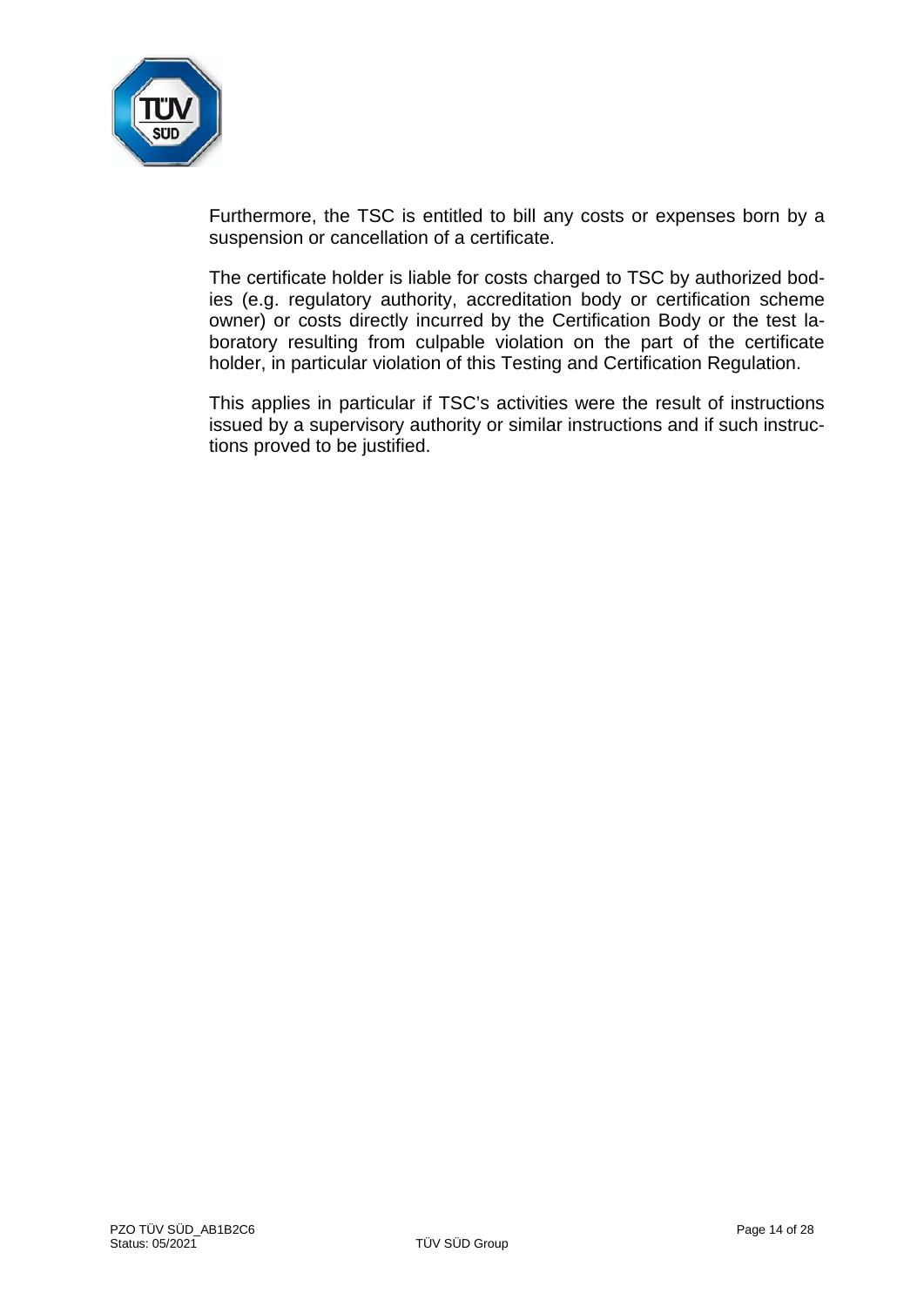Furthermore, the TSC is entitled to bill any costs or expenses born by a suspension or cancellation of a certificate.

The certificate holder is liable for costs charged to TSC by authorized bodies (e.g. regulatory authority, accreditation body or certification scheme owner) or costs directly incurred by the Certification Body or the test laboratory resulting from culpable violation on the part of the certificate holder, in particular violation of this Testing and Certification Regulation.

This applies in particular if TSC's activities were the result of instructions issued by a supervisory authority or similar instructions and if such instructions proved to be justified.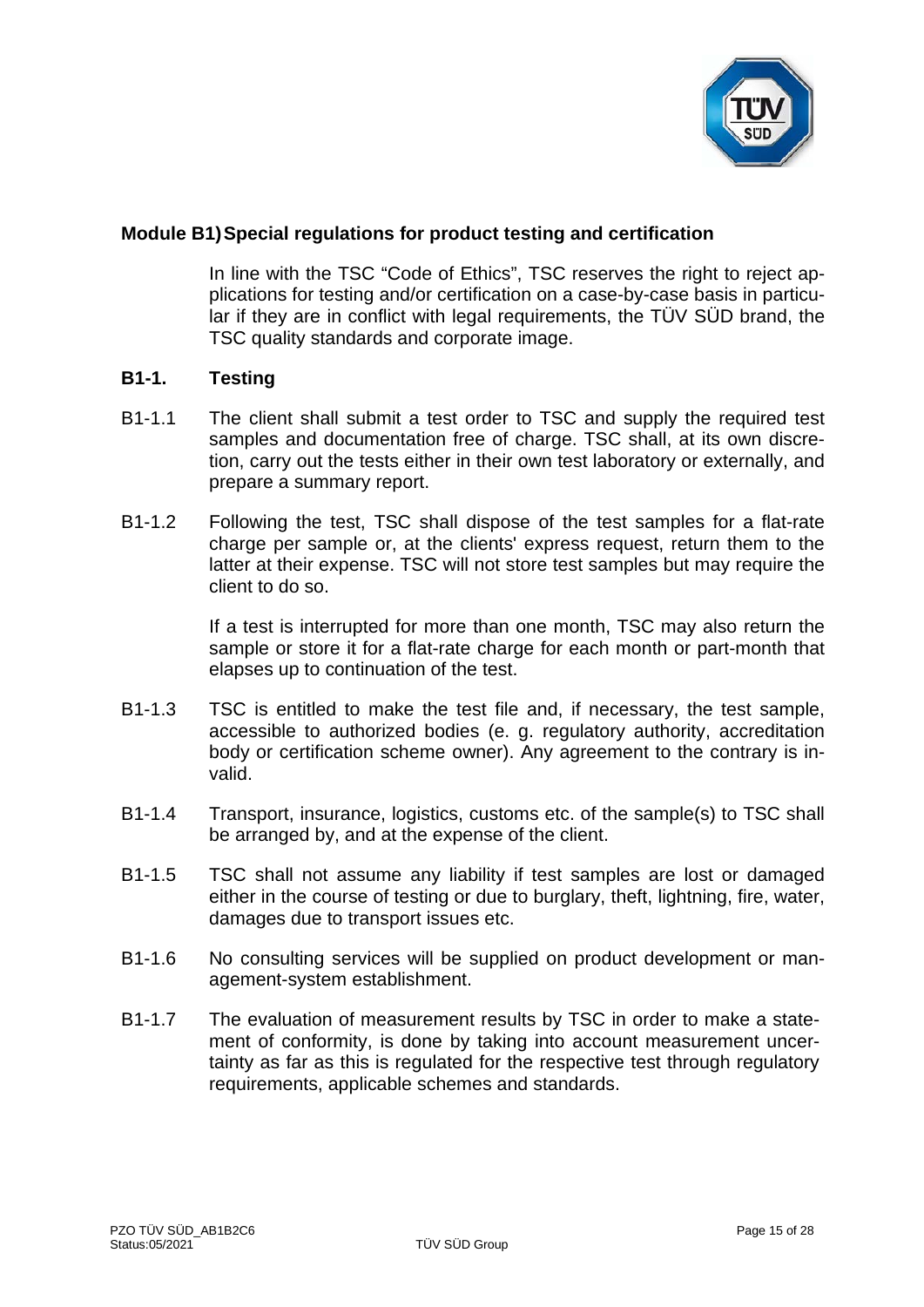## Module B1) Special regulations for product testing and certification

In line with the TSC "Code of Ethics", TSC reserves the right to reject applications for testing and/or certification on a case-by-case basis in particular if they are in conflict with legal requirements, the TÜV SÜD brand, the TSC quality standards and corporate image.

### B1-1. Testing

B1-1.1 The client shall submit a test order to TSC and supply the required test samples and documentation free of charge. TSC shall, at its own discretion, carry out the tests either in their own test laboratory or externally, and prepare a summary report.

B1-1.2 Following the test, TSC shall dispose of the test samples for a flat-rate charge per sample or, at the clients' express request, return them to the latter at their expense. TSC will not store test samples but may require the client to do so.

If a test is interrupted for more than one month, TSC may also return the sample or store it for a flat-rate charge for each month or part-month that elapses up to continuation of the test.

B1-1.3 TSC is entitled to make the test file and, if necessary, the test sample, accessible to authorized bodies (e. g. regulatory authority, accreditation body or certification scheme owner). Any agreement to the contrary is invalid.

B1-1.4 Transport, insurance, logistics, customs etc. of the sample(s) to TSC shall be arranged by, and at the expense of the client.

B1-1.5 TSC shall not assume any liability if test samples are lost or damaged either in the course of testing or due to burglary, theft, lightning, fire, water, damages due to transport issues etc.

B1-1.6 No consulting services will be supplied on product development or management-system establishment.

B1-1.7 The evaluation of measurement results by TSC in order to make a statement of conformity, is done by taking into account measurement uncertainty as far as this is regulated for the respective test through regulatory requirements, applicable schemes and standards.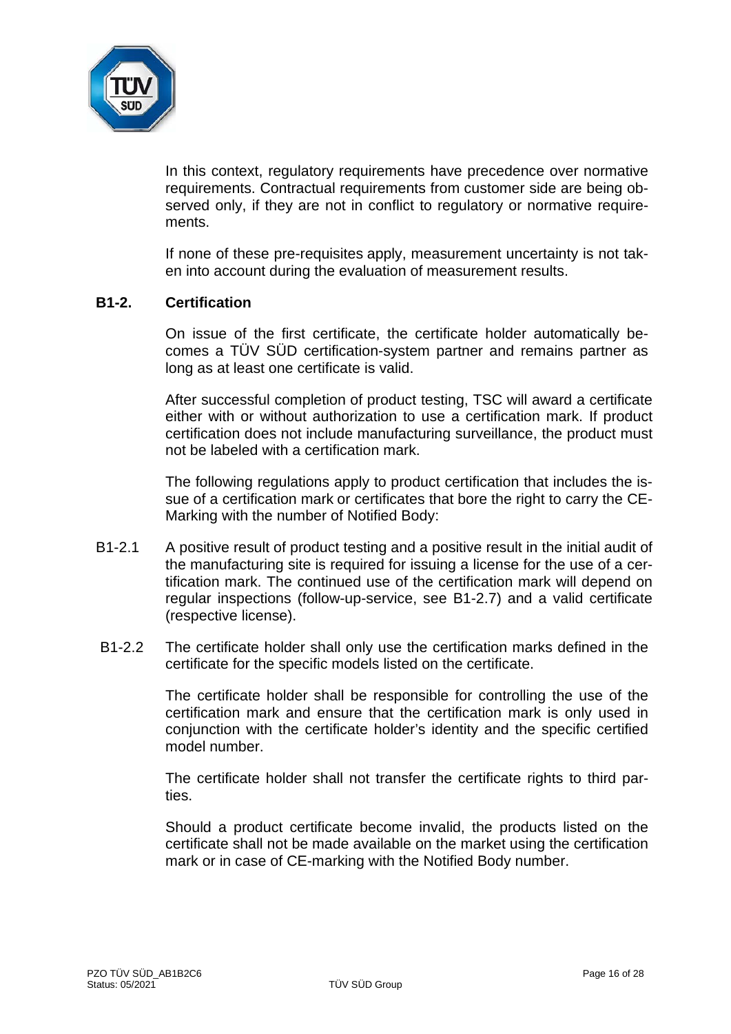In this context, regulatory requirements have precedence over normative requirements. Contractual requirements from customer side are being observed only, if they are not in conflict to regulatory or normative requirements.

If none of these pre-requisites apply, measurement uncertainty is not taken into account during the evaluation of measurement results.

## B1-2. Certification

On issue of the first certificate, the certificate holder automatically becomes a TÜV SÜD certification-system partner and remains partner as long as at least one certificate is valid.

After successful completion of product testing, TSC will award a certificate either with or without authorization to use a certification mark. If product certification does not include manufacturing surveillance, the product must not be labeled with a certification mark.

The following regulations apply to product certification that includes the issue of a certification mark or certificates that bore the right to carry the CE-Marking with the number of Notified Body:

B1-2.1 A positive result of product testing and a positive result in the initial audit of the manufacturing site is required for issuing a license for the use of a certification mark. The continued use of the certification mark will depend on regular inspections (follow-up-service, see B1-2.7) and a valid certificate (respective license).

B1-2.2 The certificate holder shall only use the certification marks defined in the certificate for the specific models listed on the certificate.

The certificate holder shall be responsible for controlling the use of the certification mark and ensure that the certification mark is only used in conjunction with the certificate holder's identity and the specific certified model number.

The certificate holder shall not transfer the certificate rights to third parties.

Should a product certificate become invalid, the products listed on the certificate shall not be made available on the market using the certification mark or in case of CE-marking with the Notified Body number.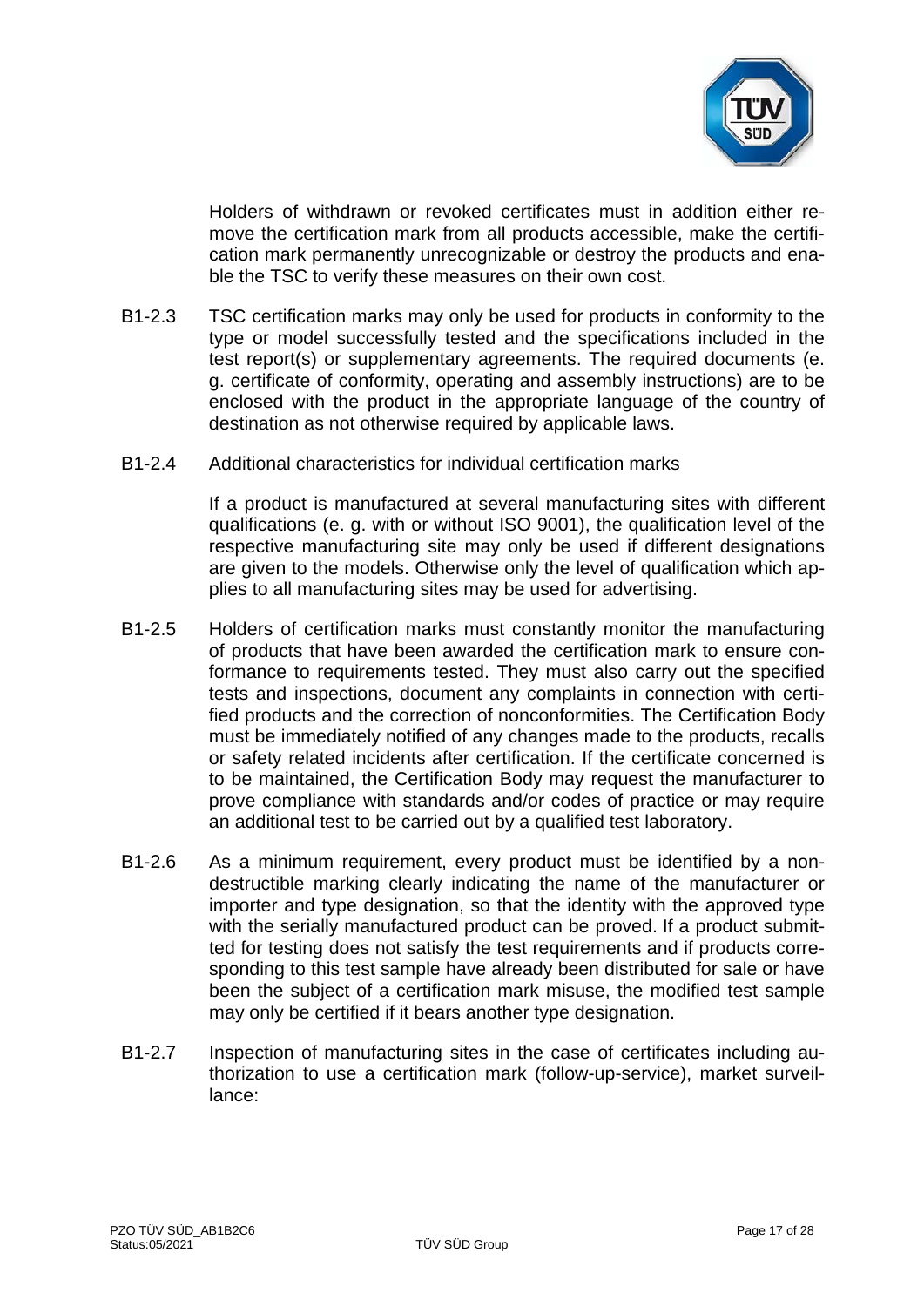Holders of withdrawn or revoked certificates must in addition either remove the certification mark from all products accessible, make the certification mark permanently unrecognizable or destroy the products and enable the TSC to verify these measures on their own cost.

B1-2.3 TSC certification marks may only be used for products in conformity to the type or model successfully tested and the specifications included in the test report(s) or supplementary agreements. The required documents (e. g. certificate of conformity, operating and assembly instructions) are to be enclosed with the product in the appropriate language of the country of destination as not otherwise required by applicable laws.

B1-2.4 Additional characteristics for individual certification marks

If a product is manufactured at several manufacturing sites with different qualifications (e. g. with or without ISO 9001), the qualification level of the respective manufacturing site may only be used if different designations are given to the models. Otherwise only the level of qualification which applies to all manufacturing sites may be used for advertising.

B1-2.5 Holders of certification marks must constantly monitor the manufacturing of products that have been awarded the certification mark to ensure conformance to requirements tested. They must also carry out the specified tests and inspections, document any complaints in connection with certified products and the correction of nonconformities. The Certification Body must be immediately notified of any changes made to the products, recalls or safety related incidents after certification. If the certificate concerned is to be maintained, the Certification Body may request the manufacturer to prove compliance with standards and/or codes of practice or may require an additional test to be carried out by a qualified test laboratory.

B1-2.6 As a minimum requirement, every product must be identified by a non-destructible marking clearly indicating the name of the manufacturer or importer and type designation, so that the identity with the approved type with the serially manufactured product can be proved. If a product submitted for testing does not satisfy the test requirements and if products corresponding to this test sample have already been distributed for sale or have been the subject of a certification mark misuse, the modified test sample may only be certified if it bears another type designation.

B1-2.7 Inspection of manufacturing sites in the case of certificates including authorization to use a certification mark (follow-up-service), market surveillance: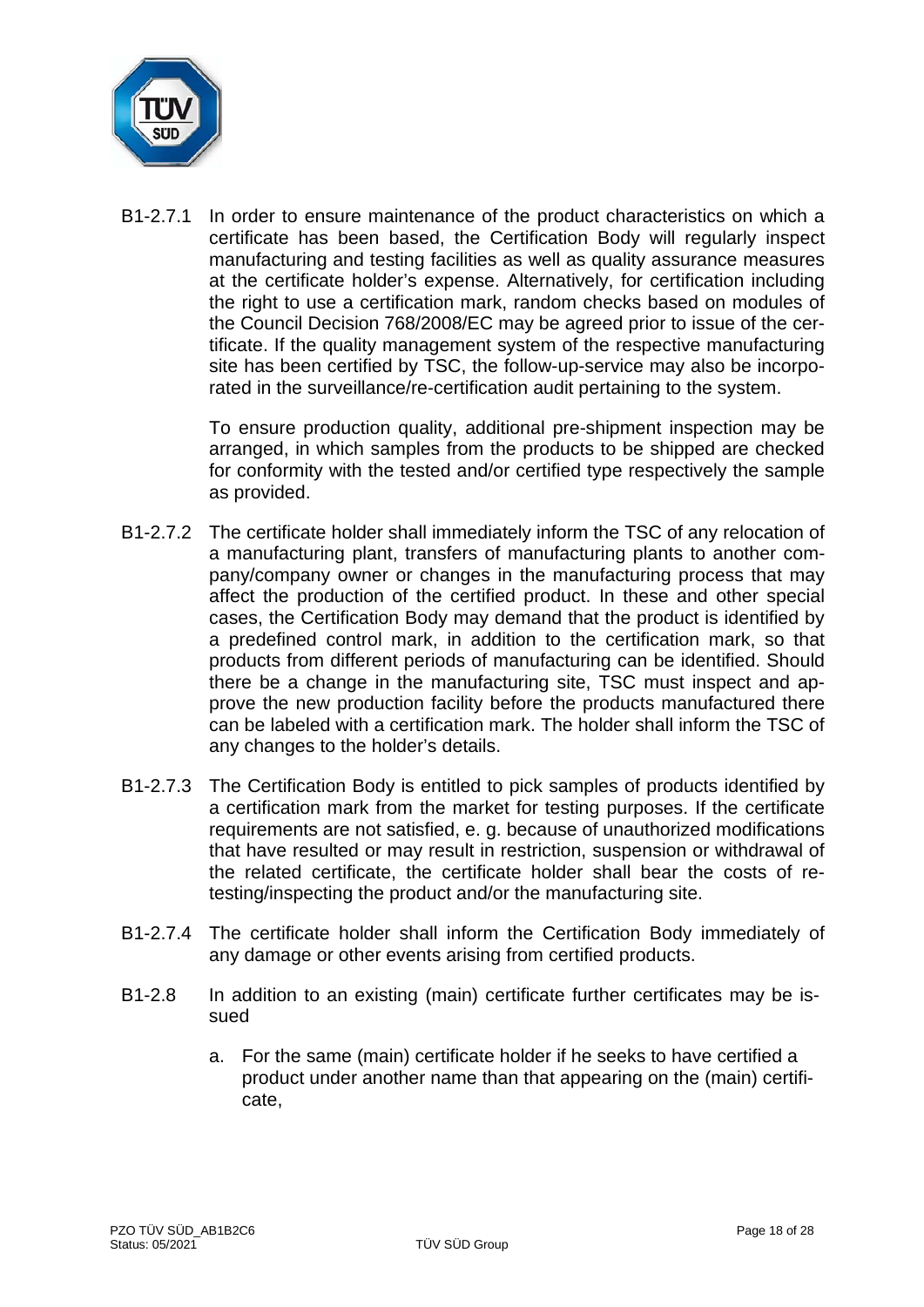B1-2.7.1 In order to ensure maintenance of the product characteristics on which a certificate has been based, the Certification Body will regularly inspect manufacturing and testing facilities as well as quality assurance measures at the certificate holder's expense. Alternatively, for certification including the right to use a certification mark, random checks based on modules of the Council Decision 768/2008/EC may be agreed prior to issue of the certificate. If the quality management system of the respective manufacturing site has been certified by TSC, the follow-up-service may also be incorporated in the surveillance/re-certification audit pertaining to the system.

To ensure production quality, additional pre-shipment inspection may be arranged, in which samples from the products to be shipped are checked for conformity with the tested and/or certified type respectively the sample as provided.

B1-2.7.2 The certificate holder shall immediately inform the TSC of any relocation of a manufacturing plant, transfers of manufacturing plants to another company/company owner or changes in the manufacturing process that may affect the production of the certified product. In these and other special cases, the Certification Body may demand that the product is identified by a predefined control mark, in addition to the certification mark, so that products from different periods of manufacturing can be identified. Should there be a change in the manufacturing site, TSC must inspect and approve the new production facility before the products manufactured there can be labeled with a certification mark. The holder shall inform the TSC of any changes to the holder's details.

B1-2.7.3 The Certification Body is entitled to pick samples of products identified by a certification mark from the market for testing purposes. If the certificate requirements are not satisfied, e. g. because of unauthorized modifications that have resulted or may result in restriction, suspension or withdrawal of the related certificate, the certificate holder shall bear the costs of re-testing/inspecting the product and/or the manufacturing site.

B1-2.7.4 The certificate holder shall inform the Certification Body immediately of any damage or other events arising from certified products.

B1-2.8 In addition to an existing (main) certificate further certificates may be issued

a. For the same (main) certificate holder if he seeks to have certified a product under another name than that appearing on the (main) certificate,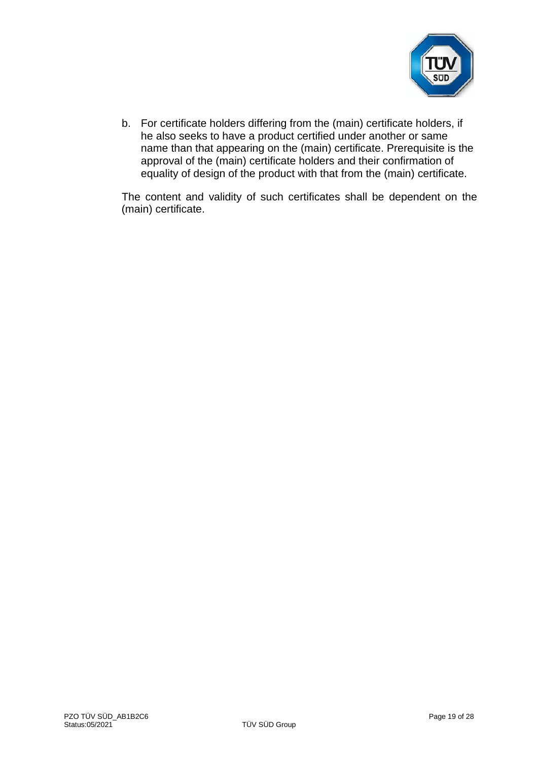b. For certificate holders differing from the (main) certificate holders, if he also seeks to have a product certified under another or same name than that appearing on the (main) certificate. Prerequisite is the approval of the (main) certificate holders and their confirmation of equality of design of the product with that from the (main) certificate.

The content and validity of such certificates shall be dependent on the (main) certificate.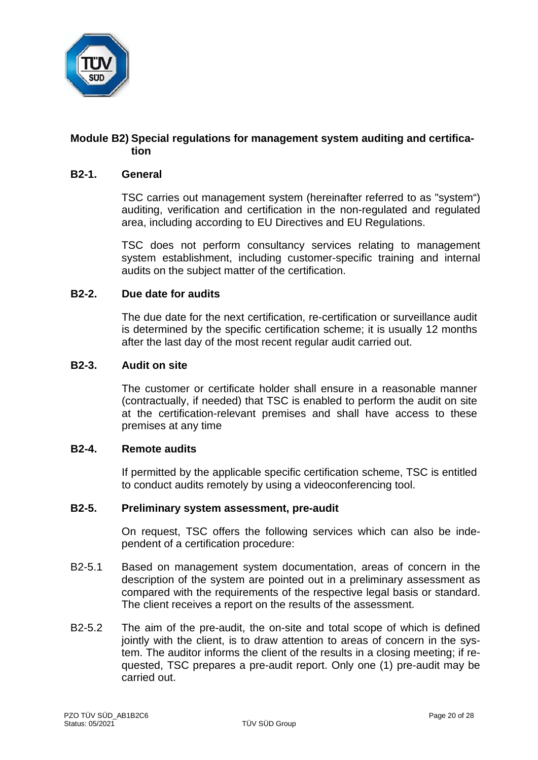## Module B2) Special regulations for management system auditing and certification

### B2-1. General

TSC carries out management system (hereinafter referred to as "system") auditing, verification and certification in the non-regulated and regulated area, including according to EU Directives and EU Regulations.

TSC does not perform consultancy services relating to management system establishment, including customer-specific training and internal audits on the subject matter of the certification.

### B2-2. Due date for audits

The due date for the next certification, re-certification or surveillance audit is determined by the specific certification scheme; it is usually 12 months after the last day of the most recent regular audit carried out.

### B2-3. Audit on site

The customer or certificate holder shall ensure in a reasonable manner (contractually, if needed) that TSC is enabled to perform the audit on site at the certification-relevant premises and shall have access to these premises at any time

### B2-4. Remote audits

If permitted by the applicable specific certification scheme, TSC is entitled to conduct audits remotely by using a videoconferencing tool.

### B2-5. Preliminary system assessment, pre-audit

On request, TSC offers the following services which can also be independent of a certification procedure:

B2-5.1 Based on management system documentation, areas of concern in the description of the system are pointed out in a preliminary assessment as compared with the requirements of the respective legal basis or standard. The client receives a report on the results of the assessment.

B2-5.2 The aim of the pre-audit, the on-site and total scope of which is defined jointly with the client, is to draw attention to areas of concern in the system. The auditor informs the client of the results in a closing meeting; if requested, TSC prepares a pre-audit report. Only one (1) pre-audit may be carried out.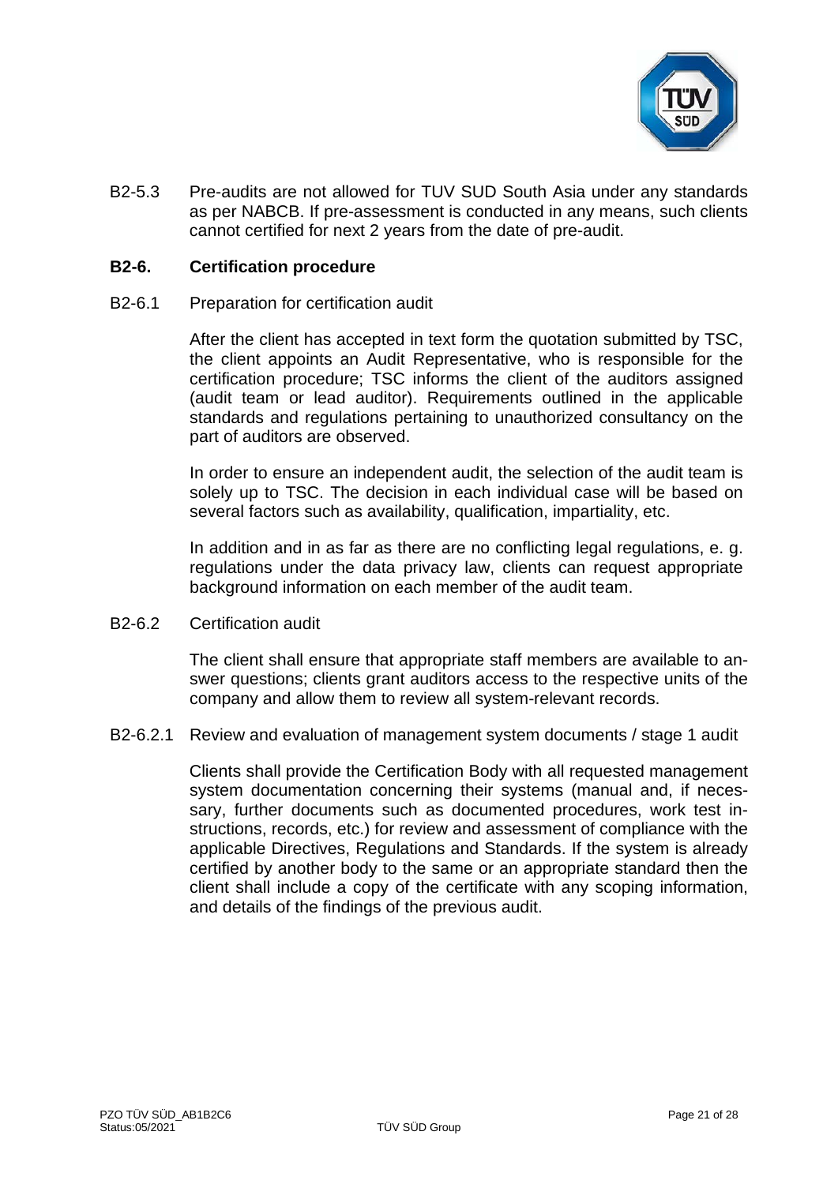B2-5.3 Pre-audits are not allowed for TUV SUD South Asia under any standards as per NABCB. If pre-assessment is conducted in any means, such clients cannot certified for next 2 years from the date of pre-audit.

## B2-6. Certification procedure

B2-6.1 Preparation for certification audit

After the client has accepted in text form the quotation submitted by TSC, the client appoints an Audit Representative, who is responsible for the certification procedure; TSC informs the client of the auditors assigned (audit team or lead auditor). Requirements outlined in the applicable standards and regulations pertaining to unauthorized consultancy on the part of auditors are observed.

In order to ensure an independent audit, the selection of the audit team is solely up to TSC. The decision in each individual case will be based on several factors such as availability, qualification, impartiality, etc.

In addition and in as far as there are no conflicting legal regulations, e. g. regulations under the data privacy law, clients can request appropriate background information on each member of the audit team.

B2-6.2 Certification audit

The client shall ensure that appropriate staff members are available to answer questions; clients grant auditors access to the respective units of the company and allow them to review all system-relevant records.

B2-6.2.1 Review and evaluation of management system documents / stage 1 audit

Clients shall provide the Certification Body with all requested management system documentation concerning their systems (manual and, if necessary, further documents such as documented procedures, work test instructions, records, etc.) for review and assessment of compliance with the applicable Directives, Regulations and Standards. If the system is already certified by another body to the same or an appropriate standard then the client shall include a copy of the certificate with any scoping information, and details of the findings of the previous audit.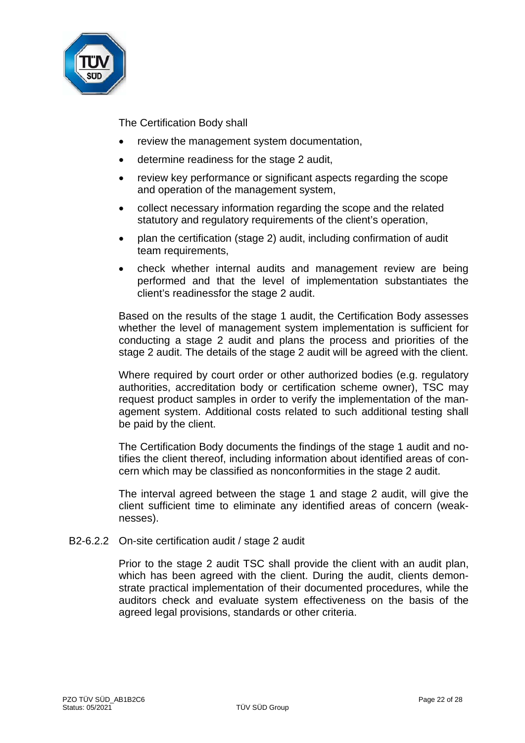The Certification Body shall

- review the management system documentation,
- determine readiness for the stage 2 audit,
- review key performance or significant aspects regarding the scope and operation of the management system,
- collect necessary information regarding the scope and the related statutory and regulatory requirements of the client's operation,
- plan the certification (stage 2) audit, including confirmation of audit team requirements,
- check whether internal audits and management review are being performed and that the level of implementation substantiates the client's readinessfor the stage 2 audit.

Based on the results of the stage 1 audit, the Certification Body assesses whether the level of management system implementation is sufficient for conducting a stage 2 audit and plans the process and priorities of the stage 2 audit. The details of the stage 2 audit will be agreed with the client.

Where required by court order or other authorized bodies (e.g. regulatory authorities, accreditation body or certification scheme owner), TSC may request product samples in order to verify the implementation of the management system. Additional costs related to such additional testing shall be paid by the client.

The Certification Body documents the findings of the stage 1 audit and notifies the client thereof, including information about identified areas of concern which may be classified as nonconformities in the stage 2 audit.

The interval agreed between the stage 1 and stage 2 audit, will give the client sufficient time to eliminate any identified areas of concern (weaknesses).

### B2-6.2.2 On-site certification audit / stage 2 audit

Prior to the stage 2 audit TSC shall provide the client with an audit plan, which has been agreed with the client. During the audit, clients demonstrate practical implementation of their documented procedures, while the auditors check and evaluate system effectiveness on the basis of the agreed legal provisions, standards or other criteria.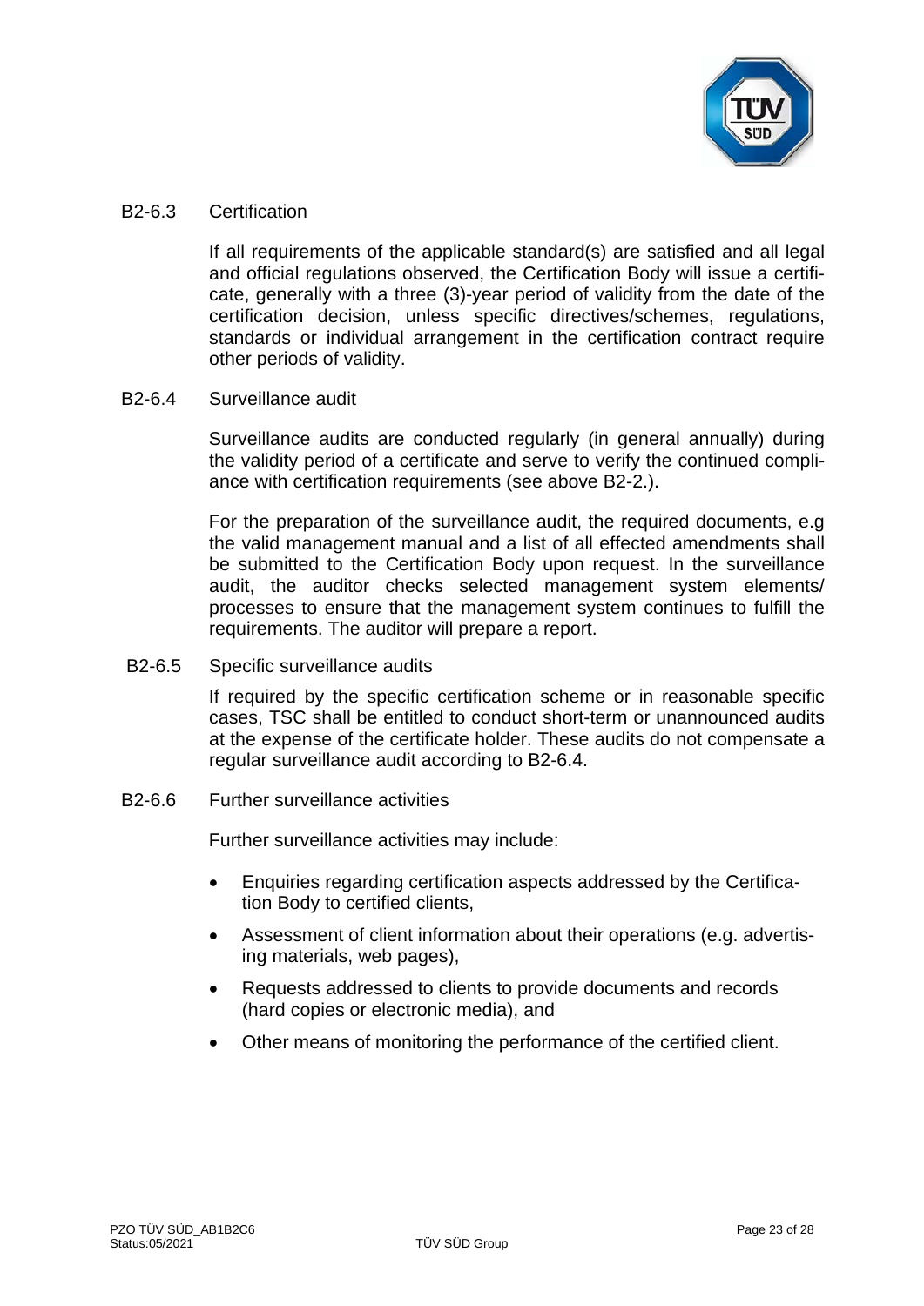### B2-6.3 Certification

If all requirements of the applicable standard(s) are satisfied and all legal and official regulations observed, the Certification Body will issue a certificate, generally with a three (3)-year period of validity from the date of the certification decision, unless specific directives/schemes, regulations, standards or individual arrangement in the certification contract require other periods of validity.

### B2-6.4 Surveillance audit

Surveillance audits are conducted regularly (in general annually) during the validity period of a certificate and serve to verify the continued compliance with certification requirements (see above B2-2.).

For the preparation of the surveillance audit, the required documents, e.g the valid management manual and a list of all effected amendments shall be submitted to the Certification Body upon request. In the surveillance audit, the auditor checks selected management system elements/ processes to ensure that the management system continues to fulfill the requirements. The auditor will prepare a report.

### B2-6.5 Specific surveillance audits

If required by the specific certification scheme or in reasonable specific cases, TSC shall be entitled to conduct short-term or unannounced audits at the expense of the certificate holder. These audits do not compensate a regular surveillance audit according to B2-6.4.

### B2-6.6 Further surveillance activities

Further surveillance activities may include:

- Enquiries regarding certification aspects addressed by the Certification Body to certified clients,
- Assessment of client information about their operations (e.g. advertising materials, web pages),
- Requests addressed to clients to provide documents and records (hard copies or electronic media), and
- Other means of monitoring the performance of the certified client.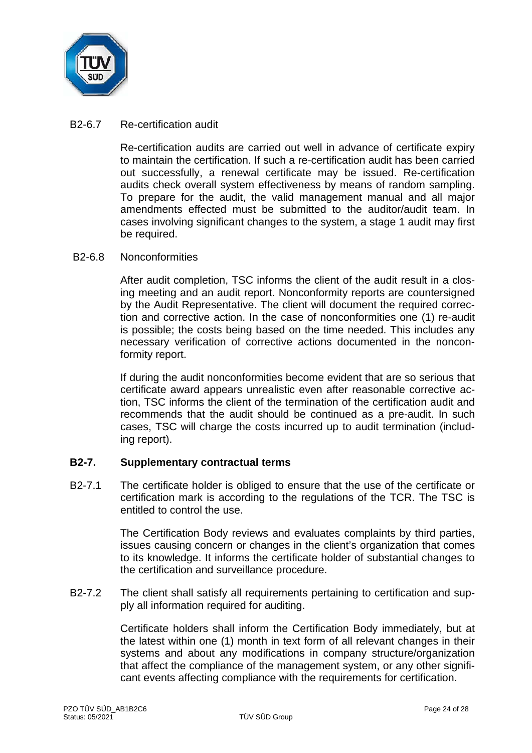B2-6.7 Re-certification audit

Re-certification audits are carried out well in advance of certificate expiry to maintain the certification. If such a re-certification audit has been carried out successfully, a renewal certificate may be issued. Re-certification audits check overall system effectiveness by means of random sampling. To prepare for the audit, the valid management manual and all major amendments effected must be submitted to the auditor/audit team. In cases involving significant changes to the system, a stage 1 audit may first be required.

B2-6.8 Nonconformities

After audit completion, TSC informs the client of the audit result in a closing meeting and an audit report. Nonconformity reports are countersigned by the Audit Representative. The client will document the required correction and corrective action. In the case of nonconformities one (1) re-audit is possible; the costs being based on the time needed. This includes any necessary verification of corrective actions documented in the nonconformity report.

If during the audit nonconformities become evident that are so serious that certificate award appears unrealistic even after reasonable corrective action, TSC informs the client of the termination of the certification audit and recommends that the audit should be continued as a pre-audit. In such cases, TSC will charge the costs incurred up to audit termination (including report).

## B2-7. Supplementary contractual terms

B2-7.1 The certificate holder is obliged to ensure that the use of the certificate or certification mark is according to the regulations of the TCR. The TSC is entitled to control the use.

The Certification Body reviews and evaluates complaints by third parties, issues causing concern or changes in the client's organization that comes to its knowledge. It informs the certificate holder of substantial changes to the certification and surveillance procedure.

B2-7.2 The client shall satisfy all requirements pertaining to certification and supply all information required for auditing.

Certificate holders shall inform the Certification Body immediately, but at the latest within one (1) month in text form of all relevant changes in their systems and about any modifications in company structure/organization that affect the compliance of the management system, or any other significant events affecting compliance with the requirements for certification.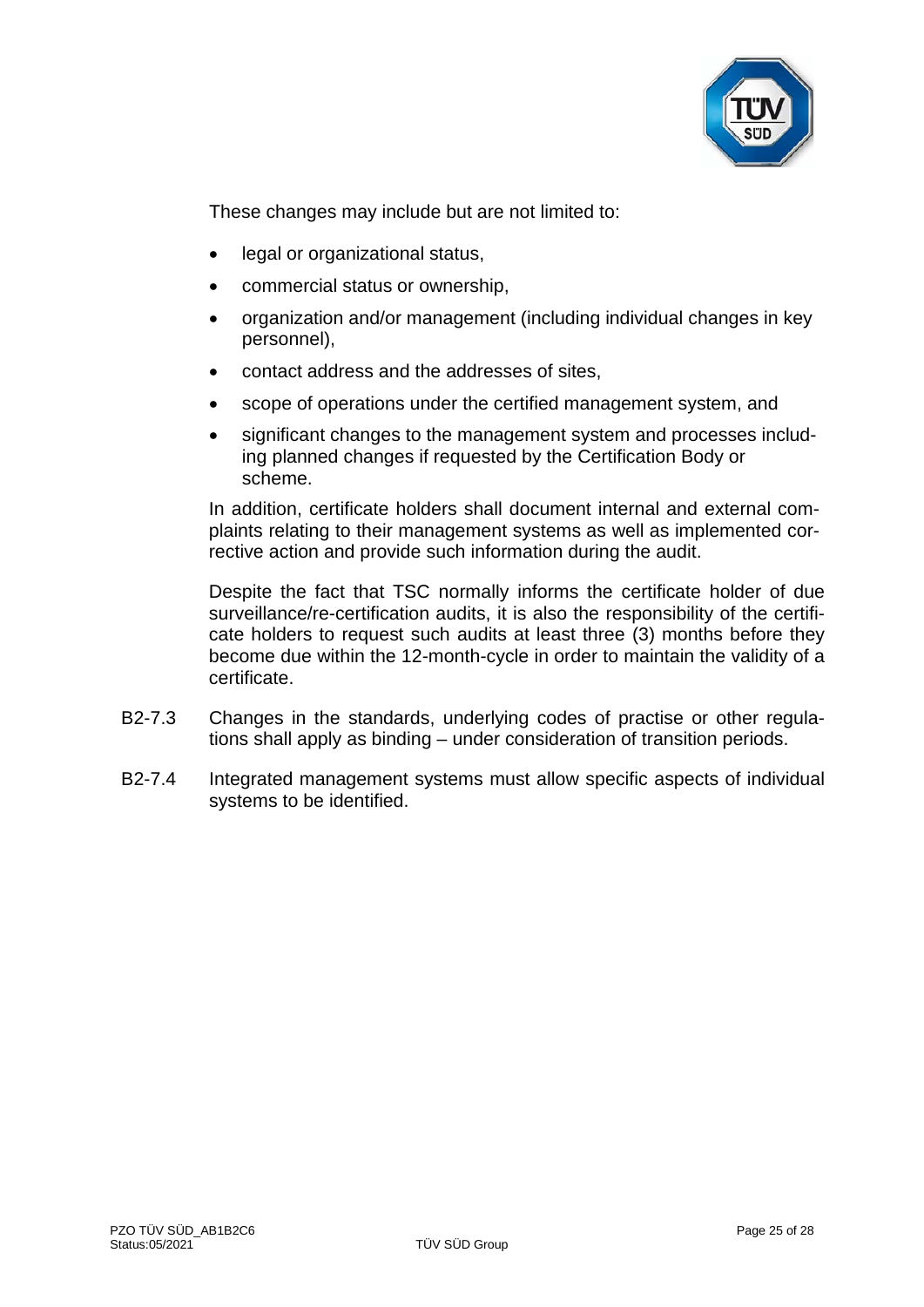These changes may include but are not limited to:

- legal or organizational status,
- commercial status or ownership,
- organization and/or management (including individual changes in key personnel),
- contact address and the addresses of sites,
- scope of operations under the certified management system, and
- significant changes to the management system and processes including planned changes if requested by the Certification Body or scheme.

In addition, certificate holders shall document internal and external complaints relating to their management systems as well as implemented corrective action and provide such information during the audit.

Despite the fact that TSC normally informs the certificate holder of due surveillance/re-certification audits, it is also the responsibility of the certificate holders to request such audits at least three (3) months before they become due within the 12-month-cycle in order to maintain the validity of a certificate.

B2-7.3 Changes in the standards, underlying codes of practise or other regulations shall apply as binding – under consideration of transition periods.

B2-7.4 Integrated management systems must allow specific aspects of individual systems to be identified.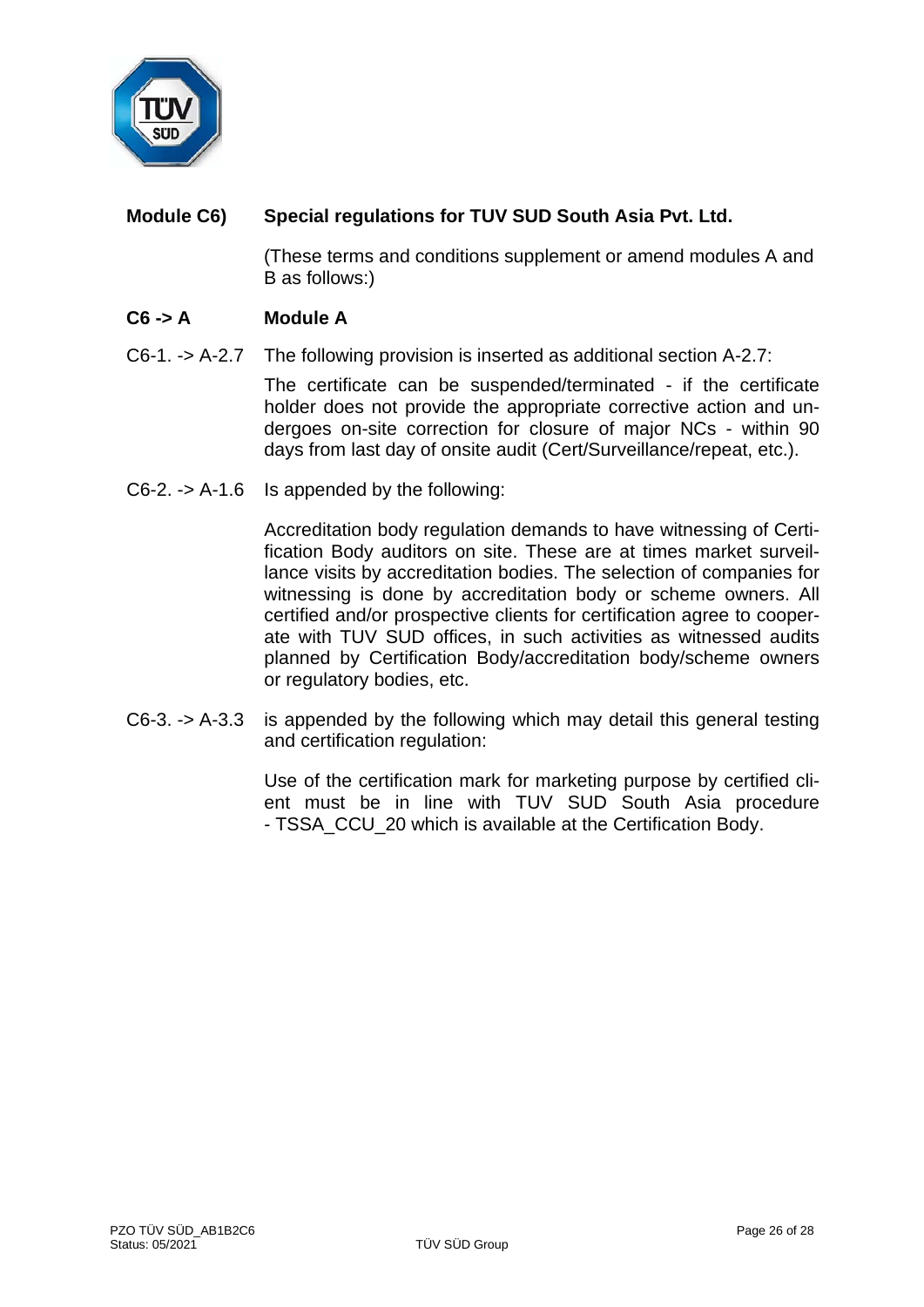## Module C6) Special regulations for TUV SUD South Asia Pvt. Ltd.

(These terms and conditions supplement or amend modules A and B as follows:)

### C6 -> A Module A

C6-1. -> A-2.7 The following provision is inserted as additional section A-2.7:

The certificate can be suspended/terminated - if the certificate holder does not provide the appropriate corrective action and undergoes on-site correction for closure of major NCs - within 90 days from last day of onsite audit (Cert/Surveillance/repeat, etc.).

C6-2. -> A-1.6 Is appended by the following:

Accreditation body regulation demands to have witnessing of Certification Body auditors on site. These are at times market surveillance visits by accreditation bodies. The selection of companies for witnessing is done by accreditation body or scheme owners. All certified and/or prospective clients for certification agree to cooperate with TUV SUD offices, in such activities as witnessed audits planned by Certification Body/accreditation body/scheme owners or regulatory bodies, etc.

C6-3. -> A-3.3 is appended by the following which may detail this general testing and certification regulation:

Use of the certification mark for marketing purpose by certified client must be in line with TUV SUD South Asia procedure - TSSA_CCU_20 which is available at the Certification Body.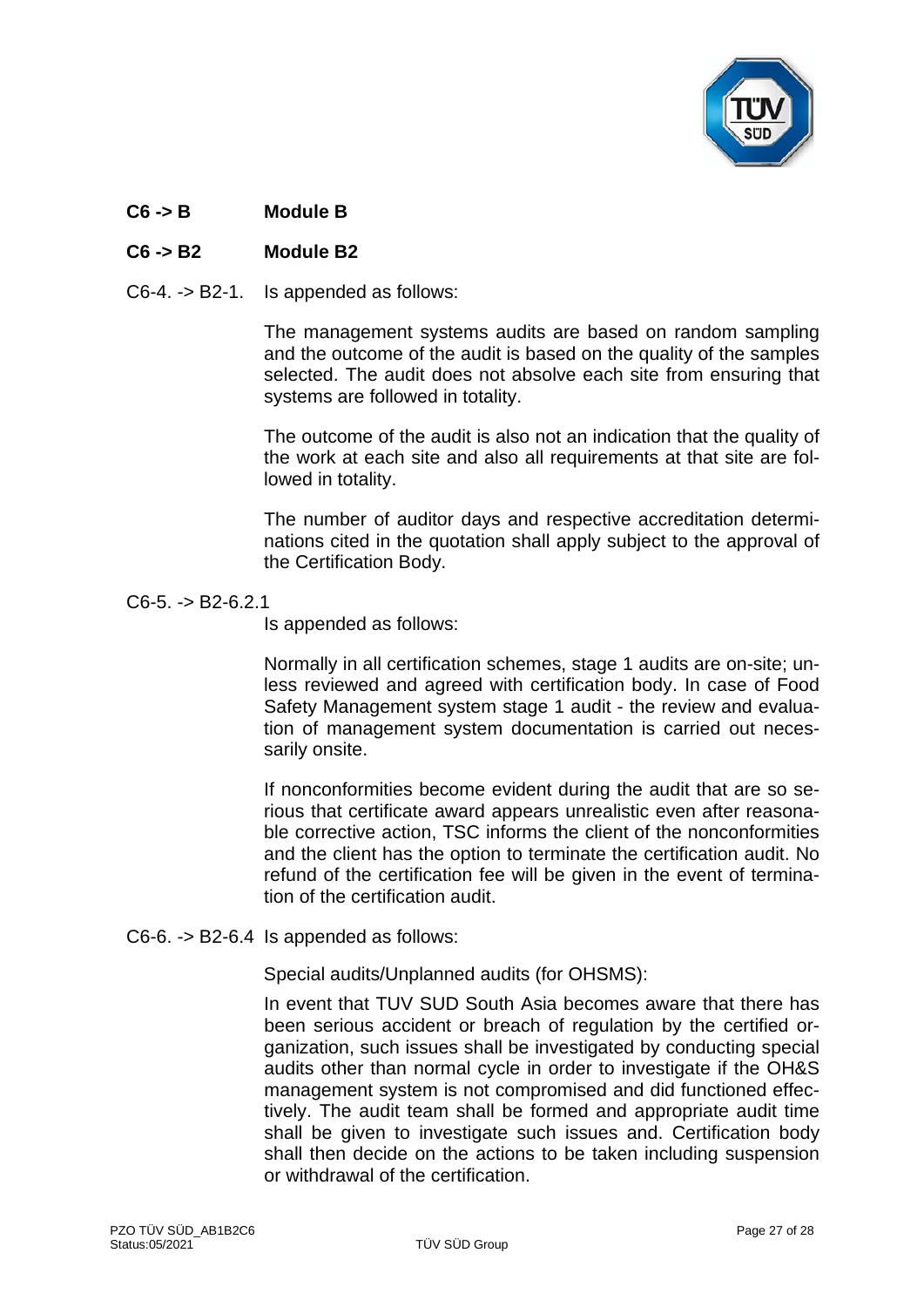**C6 -> B Module B**

**C6 -> B2 Module B2**

C6-4. -> B2-1. Is appended as follows:

The management systems audits are based on random sampling and the outcome of the audit is based on the quality of the samples selected. The audit does not absolve each site from ensuring that systems are followed in totality.

The outcome of the audit is also not an indication that the quality of the work at each site and also all requirements at that site are followed in totality.

The number of auditor days and respective accreditation determinations cited in the quotation shall apply subject to the approval of the Certification Body.

C6-5. -> B2-6.2.1

Is appended as follows:

Normally in all certification schemes, stage 1 audits are on-site; unless reviewed and agreed with certification body. In case of Food Safety Management system stage 1 audit - the review and evaluation of management system documentation is carried out necessarily onsite.

If nonconformities become evident during the audit that are so serious that certificate award appears unrealistic even after reasonable corrective action, TSC informs the client of the nonconformities and the client has the option to terminate the certification audit. No refund of the certification fee will be given in the event of termination of the certification audit.

C6-6. -> B2-6.4 Is appended as follows:

Special audits/Unplanned audits (for OHSMS):

In event that TUV SUD South Asia becomes aware that there has been serious accident or breach of regulation by the certified organization, such issues shall be investigated by conducting special audits other than normal cycle in order to investigate if the OH&S management system is not compromised and did functioned effectively. The audit team shall be formed and appropriate audit time shall be given to investigate such issues and. Certification body shall then decide on the actions to be taken including suspension or withdrawal of the certification.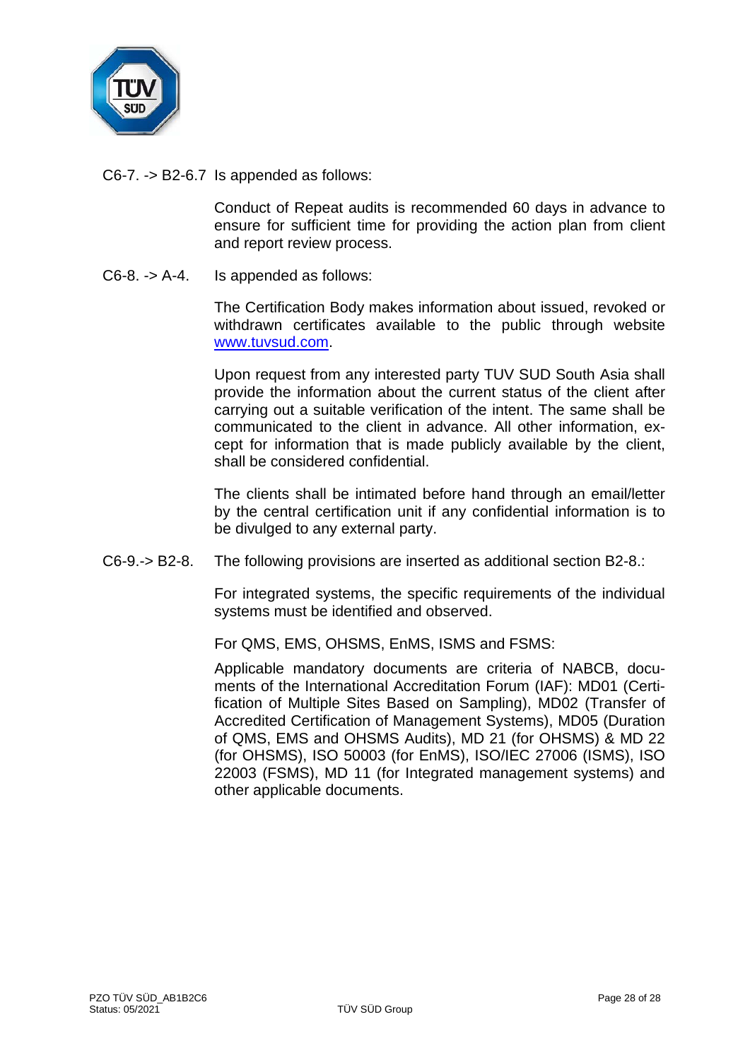C6-7. -> B2-6.7 Is appended as follows:

Conduct of Repeat audits is recommended 60 days in advance to ensure for sufficient time for providing the action plan from client and report review process.

C6-8. -> A-4. Is appended as follows:

The Certification Body makes information about issued, revoked or withdrawn certificates available to the public through website www.tuvsud.com.

Upon request from any interested party TUV SUD South Asia shall provide the information about the current status of the client after carrying out a suitable verification of the intent. The same shall be communicated to the client in advance. All other information, except for information that is made publicly available by the client, shall be considered confidential.

The clients shall be intimated before hand through an email/letter by the central certification unit if any confidential information is to be divulged to any external party.

C6-9.-> B2-8. The following provisions are inserted as additional section B2-8.:

For integrated systems, the specific requirements of the individual systems must be identified and observed.

For QMS, EMS, OHSMS, EnMS, ISMS and FSMS:

Applicable mandatory documents are criteria of NABCB, documents of the International Accreditation Forum (IAF): MD01 (Certification of Multiple Sites Based on Sampling), MD02 (Transfer of Accredited Certification of Management Systems), MD05 (Duration of QMS, EMS and OHSMS Audits), MD 21 (for OHSMS) & MD 22 (for OHSMS), ISO 50003 (for EnMS), ISO/IEC 27006 (ISMS), ISO 22003 (FSMS), MD 11 (for Integrated management systems) and other applicable documents.